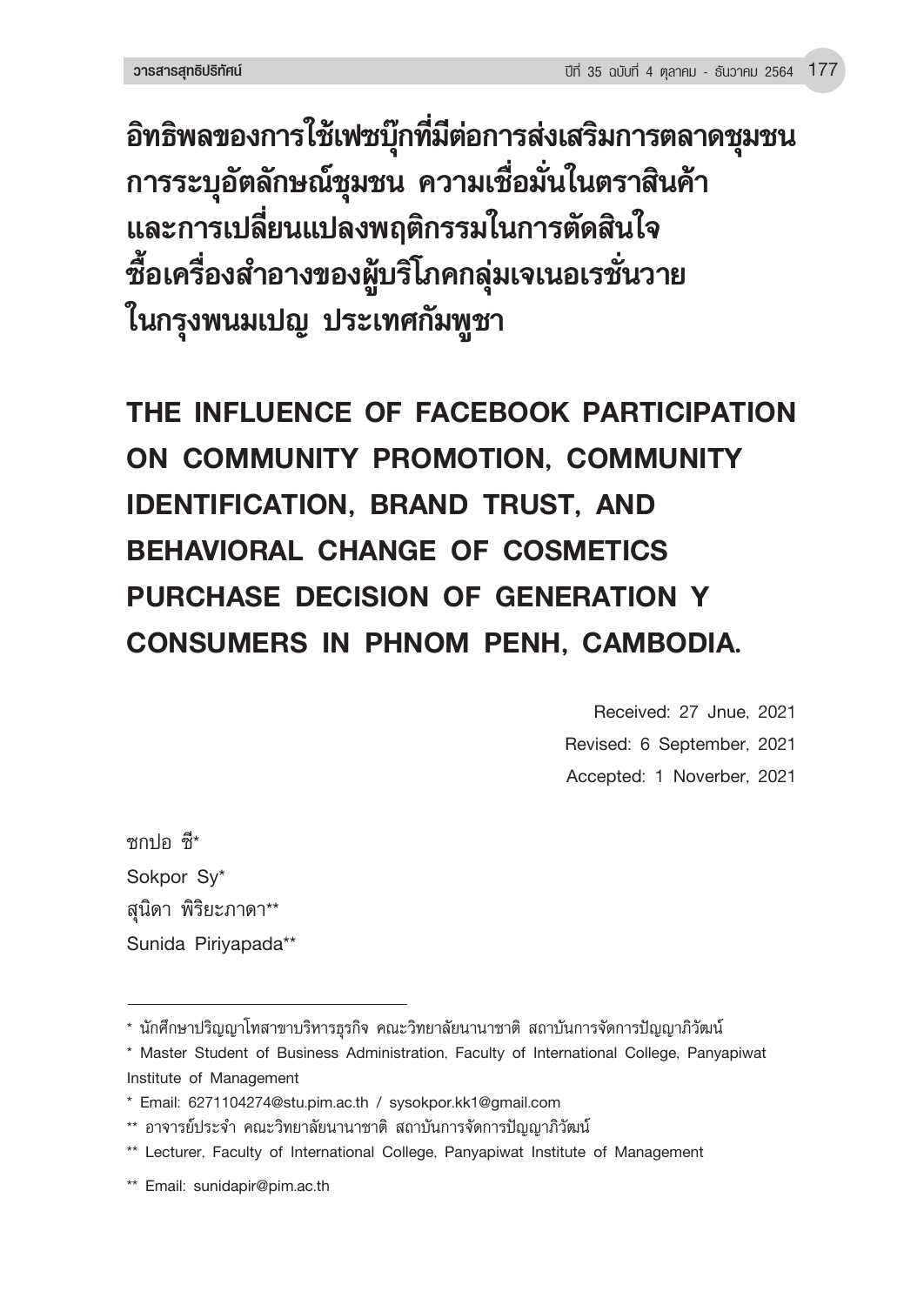# อิทธิพลของการใช้เฟซบุ๊กที่มีต่อการส่งเสริมการตลาดชุมชน การระบุอัตลักษณ์ชุมชน ความเชื่อมั่นในตราสินค้า และการเปลี่ยนแปลงพฤติกรรมในการตัดสินใจซื้อเครื่องสำอางของผู้บริโภคกลุ่มเจเนอเรชั่นวาย ในกรุงพนมเปญ ประเทศกัมพูชา

# THE INFLUENCE OF FACEBOOK PARTICIPATION ON COMMUNITY PROMOTION, COMMUNITY IDENTIFICATION, BRAND TRUST, AND BEHAVIORAL CHANGE OF COSMETICS PURCHASE DECISION OF GENERATION Y CONSUMERS IN PHNOM PENH, CAMBODIA.

Received: 27 Jnue, 2021

Revised: 6 September, 2021

Accepted: 1 Noverber, 2021

ซกปอ ซี*

Sokpor Sy*

สุนิดา พิริยะภาดา**

Sunida Piriyapada**

---

\* นักศึกษาปริญญาโทสาขาบริหารธุรกิจ คณะวิทยาลัยนานาชาติ สถาบันการจัดการปัญญาภิวัฒน์

\* Master Student of Business Administration, Faculty of International College, Panyapiwat Institute of Management

\* Email: 6271104274@stu.pim.ac.th / sysokpor.kk1@gmail.com

\** อาจารย์ประจำ คณะวิทยาลัยนานาชาติ สถาบันการจัดการปัญญาภิวัฒน์

\** Lecturer, Faculty of International College, Panyapiwat Institute of Management

\** Email: sunidapir@pim.ac.th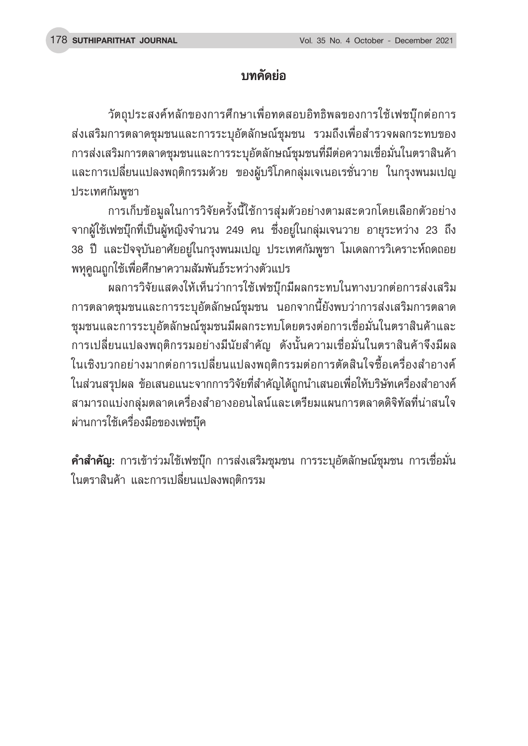## บทคัดย่อ

วัตถุประสงค์หลักของการศึกษาเพื่อทดสอบอิทธิพลของการใช้เฟซบุ๊กต่อการส่งเสริมการตลาดชุมชนและการระบุอัตลักษณ์ชุมชน รวมถึงเพื่อสำรวจผลกระทบของการส่งเสริมการตลาดชุมชนและการระบุอัตลักษณ์ชุมชนที่มีต่อความเชื่อมั่นในตราสินค้าและการเปลี่ยนแปลงพฤติกรรมด้วย ของผู้บริโภคกลุ่มเจเนอเรชั่นวาย ในกรุงพนมเปญ ประเทศกัมพูชา

การเก็บข้อมูลในการวิจัยครั้งนี้ใช้การสุ่มตัวอย่างตามสะดวกโดยเลือกตัวอย่างจากผู้ใช้เฟซบุ๊กที่เป็นผู้หญิงจำนวน 249 คน ซึ่งอยู่ในกลุ่มเจนวาย อายุระหว่าง 23 ถึง 38 ปี และปัจจุบันอาศัยอยู่ในกรุงพนมเปญ ประเทศกัมพูชา โมเดลการวิเคราะห์ถดถอยพหุคูณถูกใช้เพื่อศึกษาความสัมพันธ์ระหว่างตัวแปร

ผลการวิจัยแสดงให้เห็นว่าการใช้เฟซบุ๊กมีผลกระทบในทางบวกต่อการส่งเสริมการตลาดชุมชนและการระบุอัตลักษณ์ชุมชน นอกจากนี้ยังพบว่าการส่งเสริมการตลาดชุมชนและการระบุอัตลักษณ์ชุมชนมีผลกระทบโดยตรงต่อการเชื่อมั่นในตราสินค้าและการเปลี่ยนแปลงพฤติกรรมอย่างมีนัยสำคัญ ดังนั้นความเชื่อมั่นในตราสินค้าจึงมีผลในเชิงบวกอย่างมากต่อการเปลี่ยนแปลงพฤติกรรมต่อการตัดสินใจซื้อเครื่องสำอางค์ ในส่วนสรุปผล ข้อเสนอแนะจากการวิจัยที่สำคัญได้ถูกนำเสนอเพื่อให้บริษัทเครื่องสำอางค์สามารถแบ่งกลุ่มตลาดเครื่องสำอางออนไลน์และเตรียมแผนการตลาดดิจิทัลที่น่าสนใจผ่านการใช้เครื่องมือของเฟซบุ๊ค

**คำสำคัญ:** การเข้าร่วมใช้เฟซบุ๊ก การส่งเสริมชุมชน การระบุอัตลักษณ์ชุมชน การเชื่อมั่นในตราสินค้า และการเปลี่ยนแปลงพฤติกรรม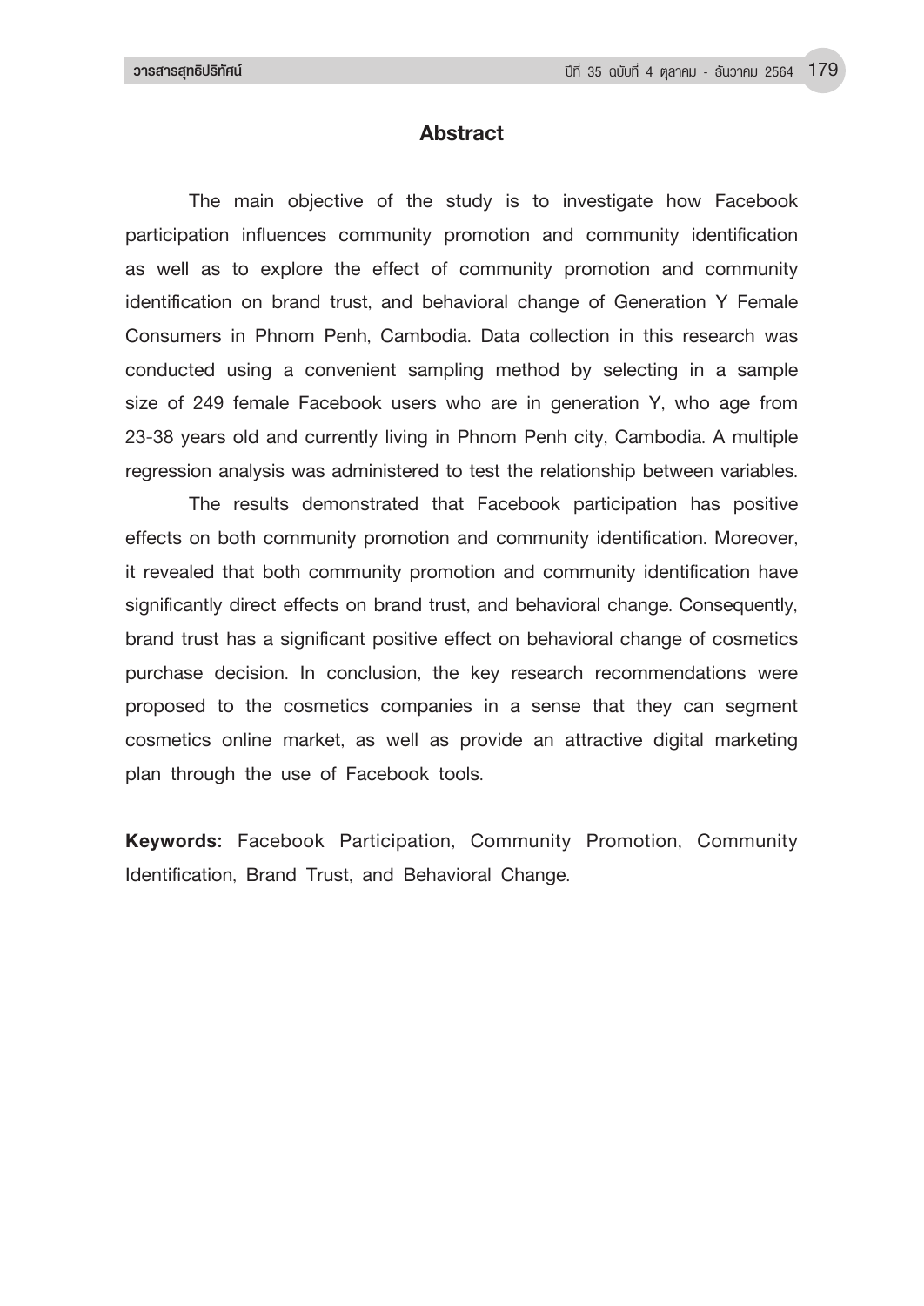## Abstract

The main objective of the study is to investigate how Facebook participation influences community promotion and community identification as well as to explore the effect of community promotion and community identification on brand trust, and behavioral change of Generation Y Female Consumers in Phnom Penh, Cambodia. Data collection in this research was conducted using a convenient sampling method by selecting in a sample size of 249 female Facebook users who are in generation Y, who age from 23-38 years old and currently living in Phnom Penh city, Cambodia. A multiple regression analysis was administered to test the relationship between variables.

The results demonstrated that Facebook participation has positive effects on both community promotion and community identification. Moreover, it revealed that both community promotion and community identification have significantly direct effects on brand trust, and behavioral change. Consequently, brand trust has a significant positive effect on behavioral change of cosmetics purchase decision. In conclusion, the key research recommendations were proposed to the cosmetics companies in a sense that they can segment cosmetics online market, as well as provide an attractive digital marketing plan through the use of Facebook tools.

**Keywords:** Facebook Participation, Community Promotion, Community Identification, Brand Trust, and Behavioral Change.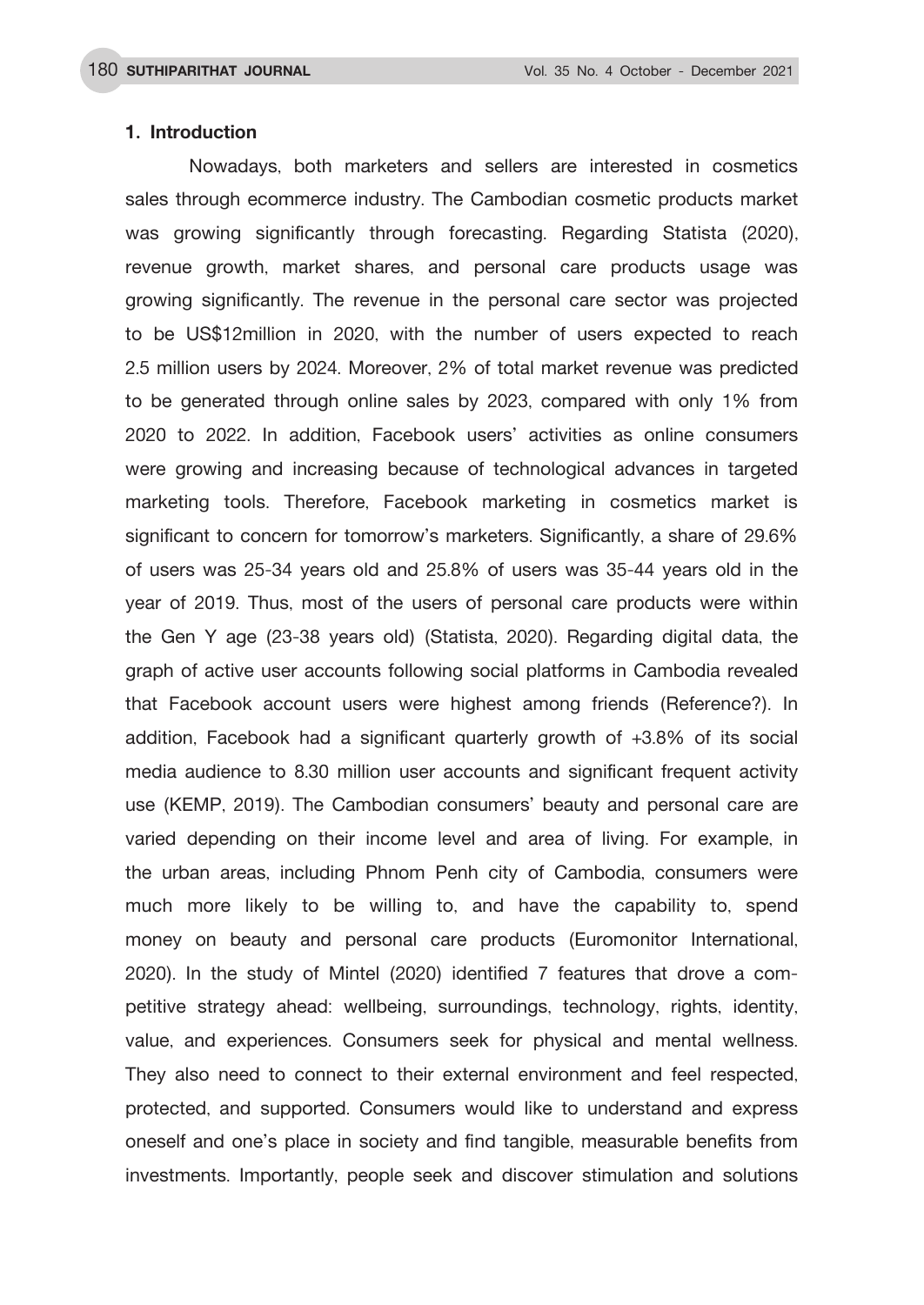## 1. Introduction

Nowadays, both marketers and sellers are interested in cosmetics sales through ecommerce industry. The Cambodian cosmetic products market was growing significantly through forecasting. Regarding Statista (2020), revenue growth, market shares, and personal care products usage was growing significantly. The revenue in the personal care sector was projected to be US$12million in 2020, with the number of users expected to reach 2.5 million users by 2024. Moreover, 2% of total market revenue was predicted to be generated through online sales by 2023, compared with only 1% from 2020 to 2022. In addition, Facebook users' activities as online consumers were growing and increasing because of technological advances in targeted marketing tools. Therefore, Facebook marketing in cosmetics market is significant to concern for tomorrow's marketers. Significantly, a share of 29.6% of users was 25-34 years old and 25.8% of users was 35-44 years old in the year of 2019. Thus, most of the users of personal care products were within the Gen Y age (23-38 years old) (Statista, 2020). Regarding digital data, the graph of active user accounts following social platforms in Cambodia revealed that Facebook account users were highest among friends (Reference?). In addition, Facebook had a significant quarterly growth of +3.8% of its social media audience to 8.30 million user accounts and significant frequent activity use (KEMP, 2019). The Cambodian consumers' beauty and personal care are varied depending on their income level and area of living. For example, in the urban areas, including Phnom Penh city of Cambodia, consumers were much more likely to be willing to, and have the capability to, spend money on beauty and personal care products (Euromonitor International, 2020). In the study of Mintel (2020) identified 7 features that drove a competitive strategy ahead: wellbeing, surroundings, technology, rights, identity, value, and experiences. Consumers seek for physical and mental wellness. They also need to connect to their external environment and feel respected, protected, and supported. Consumers would like to understand and express oneself and one's place in society and find tangible, measurable benefits from investments. Importantly, people seek and discover stimulation and solutions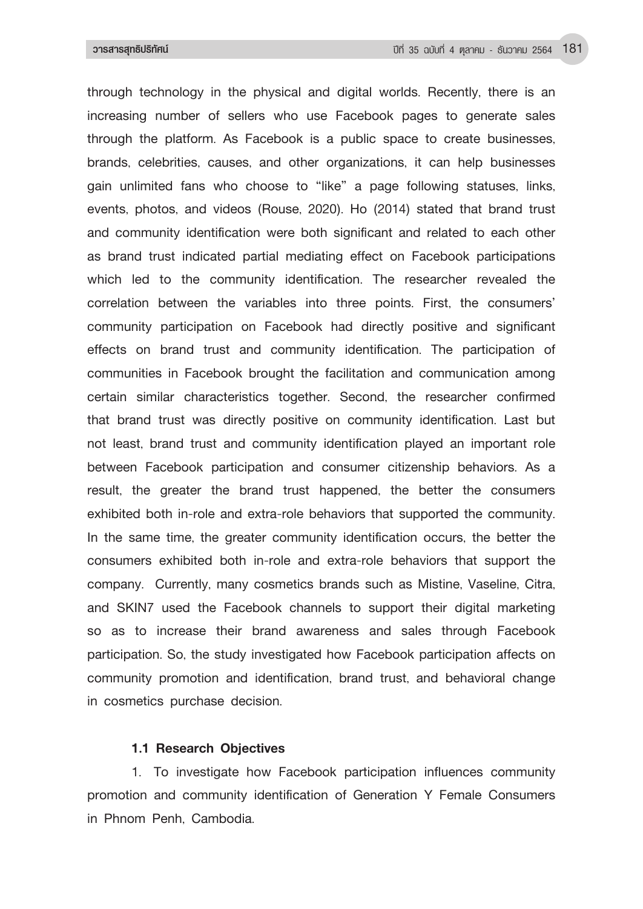through technology in the physical and digital worlds. Recently, there is an increasing number of sellers who use Facebook pages to generate sales through the platform. As Facebook is a public space to create businesses, brands, celebrities, causes, and other organizations, it can help businesses gain unlimited fans who choose to "like" a page following statuses, links, events, photos, and videos (Rouse, 2020). Ho (2014) stated that brand trust and community identification were both significant and related to each other as brand trust indicated partial mediating effect on Facebook participations which led to the community identification. The researcher revealed the correlation between the variables into three points. First, the consumers' community participation on Facebook had directly positive and significant effects on brand trust and community identification. The participation of communities in Facebook brought the facilitation and communication among certain similar characteristics together. Second, the researcher confirmed that brand trust was directly positive on community identification. Last but not least, brand trust and community identification played an important role between Facebook participation and consumer citizenship behaviors. As a result, the greater the brand trust happened, the better the consumers exhibited both in-role and extra-role behaviors that supported the community. In the same time, the greater community identification occurs, the better the consumers exhibited both in-role and extra-role behaviors that support the company. Currently, many cosmetics brands such as Mistine, Vaseline, Citra, and SKIN7 used the Facebook channels to support their digital marketing so as to increase their brand awareness and sales through Facebook participation. So, the study investigated how Facebook participation affects on community promotion and identification, brand trust, and behavioral change in cosmetics purchase decision.

### 1.1 Research Objectives

1. To investigate how Facebook participation influences community promotion and community identification of Generation Y Female Consumers in Phnom Penh, Cambodia.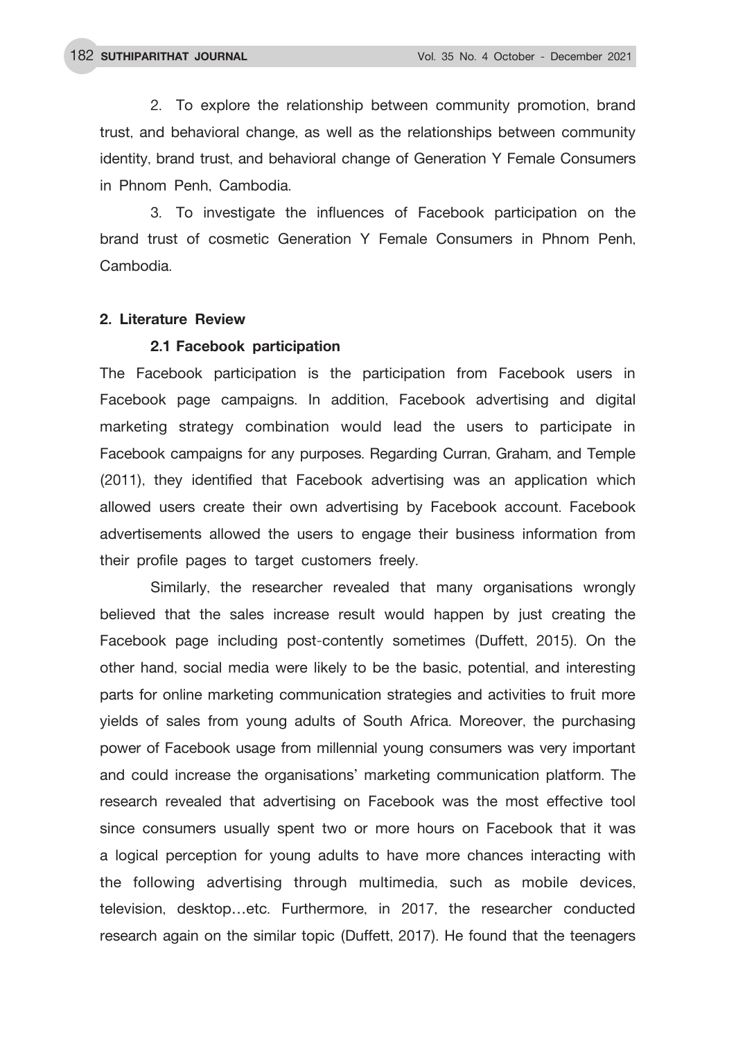2. To explore the relationship between community promotion, brand trust, and behavioral change, as well as the relationships between community identity, brand trust, and behavioral change of Generation Y Female Consumers in Phnom Penh, Cambodia.

3. To investigate the influences of Facebook participation on the brand trust of cosmetic Generation Y Female Consumers in Phnom Penh, Cambodia.

## 2. Literature Review

### 2.1 Facebook participation

The Facebook participation is the participation from Facebook users in Facebook page campaigns. In addition, Facebook advertising and digital marketing strategy combination would lead the users to participate in Facebook campaigns for any purposes. Regarding Curran, Graham, and Temple (2011), they identified that Facebook advertising was an application which allowed users create their own advertising by Facebook account. Facebook advertisements allowed the users to engage their business information from their profile pages to target customers freely.

Similarly, the researcher revealed that many organisations wrongly believed that the sales increase result would happen by just creating the Facebook page including post-contently sometimes (Duffett, 2015). On the other hand, social media were likely to be the basic, potential, and interesting parts for online marketing communication strategies and activities to fruit more yields of sales from young adults of South Africa. Moreover, the purchasing power of Facebook usage from millennial young consumers was very important and could increase the organisations' marketing communication platform. The research revealed that advertising on Facebook was the most effective tool since consumers usually spent two or more hours on Facebook that it was a logical perception for young adults to have more chances interacting with the following advertising through multimedia, such as mobile devices, television, desktop…etc. Furthermore, in 2017, the researcher conducted research again on the similar topic (Duffett, 2017). He found that the teenagers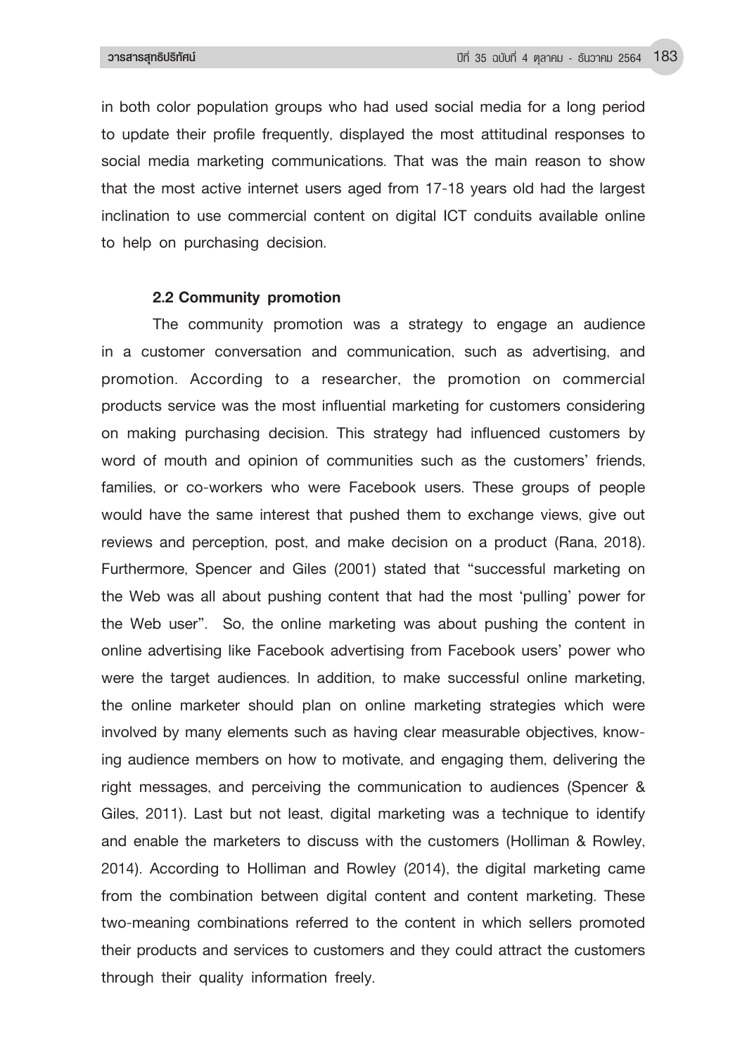in both color population groups who had used social media for a long period to update their profile frequently, displayed the most attitudinal responses to social media marketing communications. That was the main reason to show that the most active internet users aged from 17-18 years old had the largest inclination to use commercial content on digital ICT conduits available online to help on purchasing decision.

### 2.2 Community promotion

The community promotion was a strategy to engage an audience in a customer conversation and communication, such as advertising, and promotion. According to a researcher, the promotion on commercial products service was the most influential marketing for customers considering on making purchasing decision. This strategy had influenced customers by word of mouth and opinion of communities such as the customers' friends, families, or co-workers who were Facebook users. These groups of people would have the same interest that pushed them to exchange views, give out reviews and perception, post, and make decision on a product (Rana, 2018). Furthermore, Spencer and Giles (2001) stated that "successful marketing on the Web was all about pushing content that had the most 'pulling' power for the Web user". So, the online marketing was about pushing the content in online advertising like Facebook advertising from Facebook users' power who were the target audiences. In addition, to make successful online marketing, the online marketer should plan on online marketing strategies which were involved by many elements such as having clear measurable objectives, knowing audience members on how to motivate, and engaging them, delivering the right messages, and perceiving the communication to audiences (Spencer & Giles, 2011). Last but not least, digital marketing was a technique to identify and enable the marketers to discuss with the customers (Holliman & Rowley, 2014). According to Holliman and Rowley (2014), the digital marketing came from the combination between digital content and content marketing. These two-meaning combinations referred to the content in which sellers promoted their products and services to customers and they could attract the customers through their quality information freely.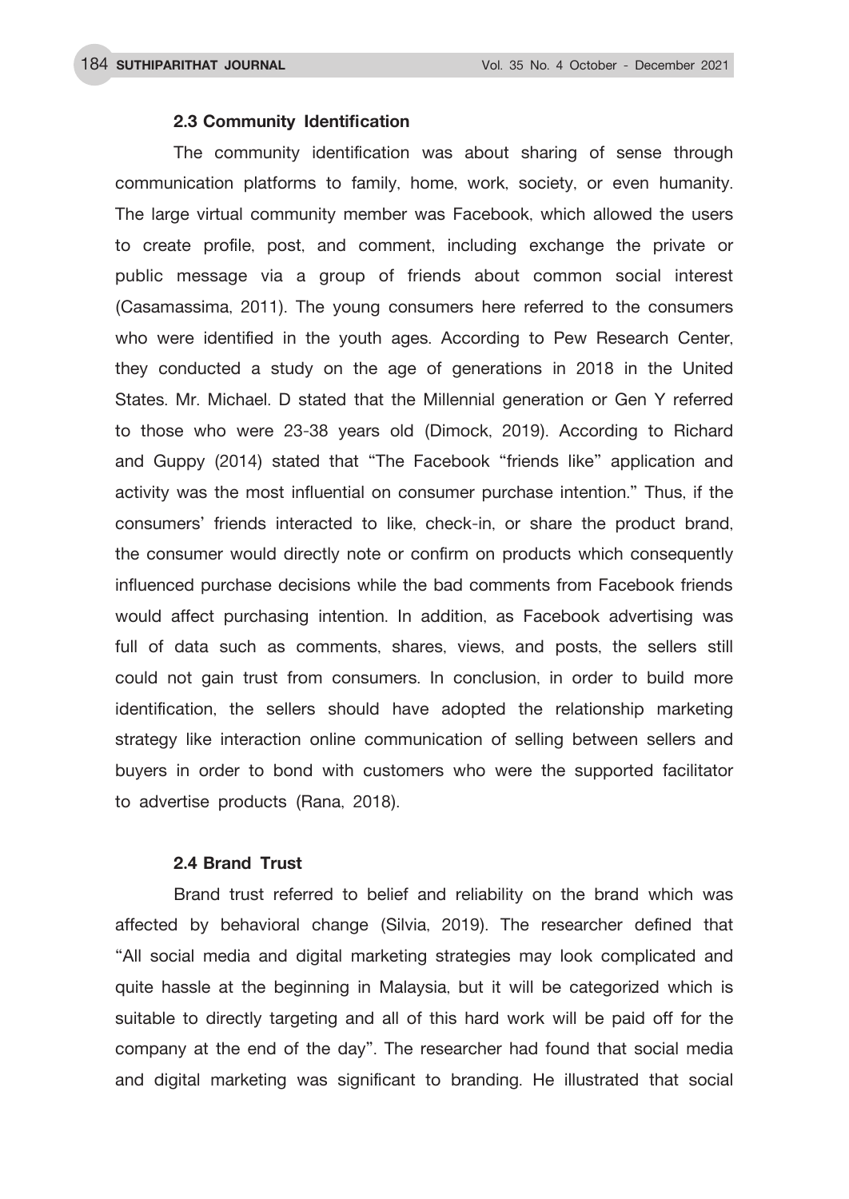### 2.3 Community Identification

The community identification was about sharing of sense through communication platforms to family, home, work, society, or even humanity. The large virtual community member was Facebook, which allowed the users to create profile, post, and comment, including exchange the private or public message via a group of friends about common social interest (Casamassima, 2011). The young consumers here referred to the consumers who were identified in the youth ages. According to Pew Research Center, they conducted a study on the age of generations in 2018 in the United States. Mr. Michael. D stated that the Millennial generation or Gen Y referred to those who were 23-38 years old (Dimock, 2019). According to Richard and Guppy (2014) stated that "The Facebook "friends like" application and activity was the most influential on consumer purchase intention." Thus, if the consumers' friends interacted to like, check-in, or share the product brand, the consumer would directly note or confirm on products which consequently influenced purchase decisions while the bad comments from Facebook friends would affect purchasing intention. In addition, as Facebook advertising was full of data such as comments, shares, views, and posts, the sellers still could not gain trust from consumers. In conclusion, in order to build more identification, the sellers should have adopted the relationship marketing strategy like interaction online communication of selling between sellers and buyers in order to bond with customers who were the supported facilitator to advertise products (Rana, 2018).

### 2.4 Brand Trust

Brand trust referred to belief and reliability on the brand which was affected by behavioral change (Silvia, 2019). The researcher defined that "All social media and digital marketing strategies may look complicated and quite hassle at the beginning in Malaysia, but it will be categorized which is suitable to directly targeting and all of this hard work will be paid off for the company at the end of the day". The researcher had found that social media and digital marketing was significant to branding. He illustrated that social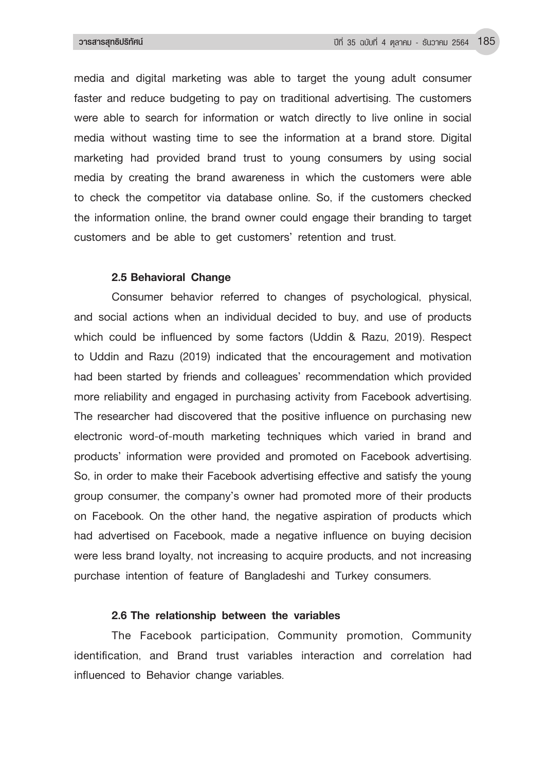media and digital marketing was able to target the young adult consumer faster and reduce budgeting to pay on traditional advertising. The customers were able to search for information or watch directly to live online in social media without wasting time to see the information at a brand store. Digital marketing had provided brand trust to young consumers by using social media by creating the brand awareness in which the customers were able to check the competitor via database online. So, if the customers checked the information online, the brand owner could engage their branding to target customers and be able to get customers' retention and trust.

### 2.5 Behavioral Change

Consumer behavior referred to changes of psychological, physical, and social actions when an individual decided to buy, and use of products which could be influenced by some factors (Uddin & Razu, 2019). Respect to Uddin and Razu (2019) indicated that the encouragement and motivation had been started by friends and colleagues' recommendation which provided more reliability and engaged in purchasing activity from Facebook advertising. The researcher had discovered that the positive influence on purchasing new electronic word-of-mouth marketing techniques which varied in brand and products' information were provided and promoted on Facebook advertising. So, in order to make their Facebook advertising effective and satisfy the young group consumer, the company's owner had promoted more of their products on Facebook. On the other hand, the negative aspiration of products which had advertised on Facebook, made a negative influence on buying decision were less brand loyalty, not increasing to acquire products, and not increasing purchase intention of feature of Bangladeshi and Turkey consumers.

### 2.6 The relationship between the variables

The Facebook participation, Community promotion, Community identification, and Brand trust variables interaction and correlation had influenced to Behavior change variables.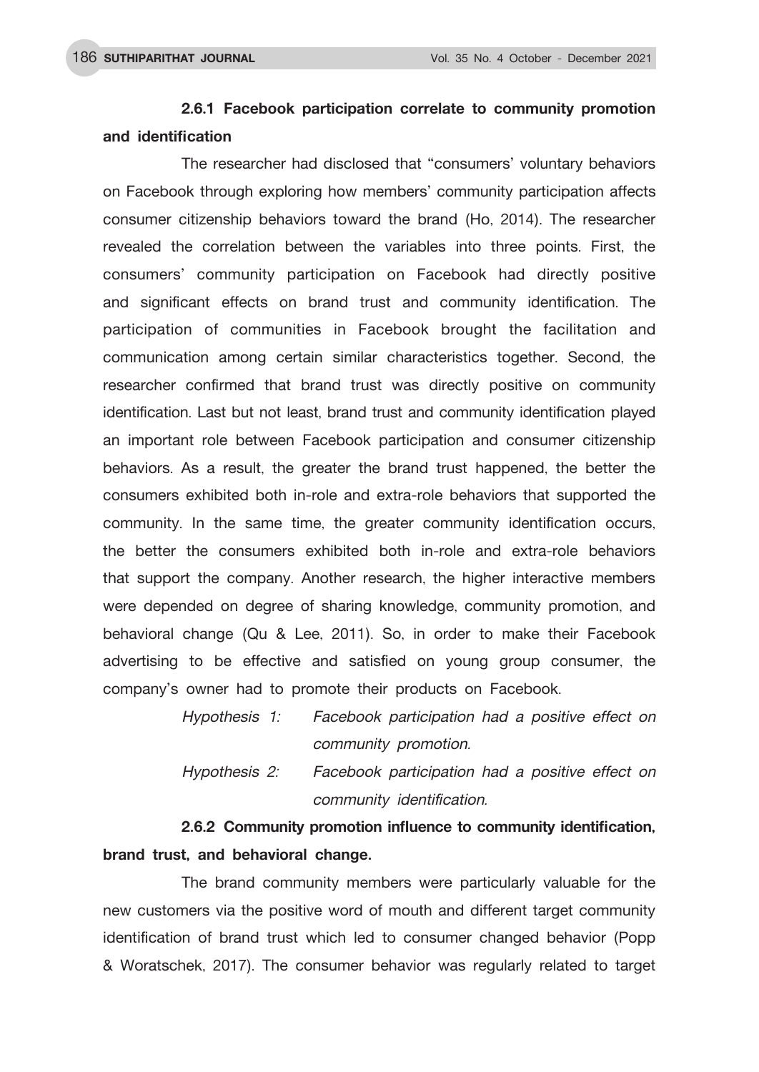### 2.6.1 Facebook participation correlate to community promotion and identification

The researcher had disclosed that "consumers' voluntary behaviors on Facebook through exploring how members' community participation affects consumer citizenship behaviors toward the brand (Ho, 2014). The researcher revealed the correlation between the variables into three points. First, the consumers' community participation on Facebook had directly positive and significant effects on brand trust and community identification. The participation of communities in Facebook brought the facilitation and communication among certain similar characteristics together. Second, the researcher confirmed that brand trust was directly positive on community identification. Last but not least, brand trust and community identification played an important role between Facebook participation and consumer citizenship behaviors. As a result, the greater the brand trust happened, the better the consumers exhibited both in-role and extra-role behaviors that supported the community. In the same time, the greater community identification occurs, the better the consumers exhibited both in-role and extra-role behaviors that support the company. Another research, the higher interactive members were depended on degree of sharing knowledge, community promotion, and behavioral change (Qu & Lee, 2011). So, in order to make their Facebook advertising to be effective and satisfied on young group consumer, the company's owner had to promote their products on Facebook.

*Hypothesis 1: Facebook participation had a positive effect on community promotion.*

*Hypothesis 2: Facebook participation had a positive effect on community identification.*

### 2.6.2 Community promotion influence to community identification, brand trust, and behavioral change.

The brand community members were particularly valuable for the new customers via the positive word of mouth and different target community identification of brand trust which led to consumer changed behavior (Popp & Woratschek, 2017). The consumer behavior was regularly related to target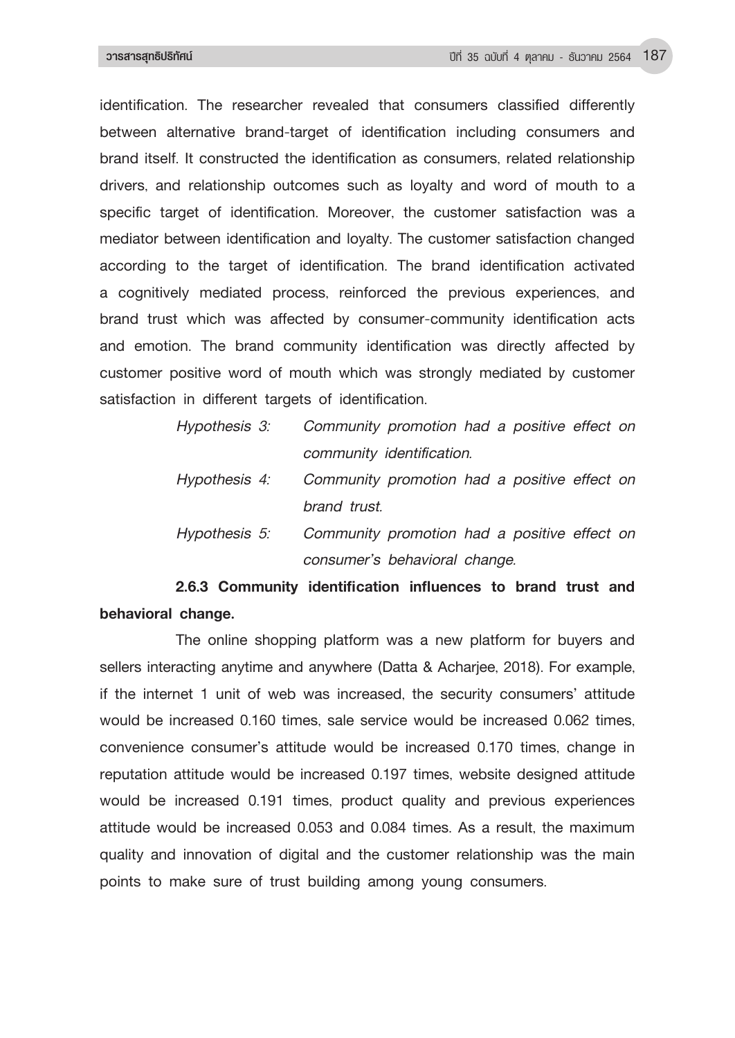identification. The researcher revealed that consumers classified differently between alternative brand-target of identification including consumers and brand itself. It constructed the identification as consumers, related relationship drivers, and relationship outcomes such as loyalty and word of mouth to a specific target of identification. Moreover, the customer satisfaction was a mediator between identification and loyalty. The customer satisfaction changed according to the target of identification. The brand identification activated a cognitively mediated process, reinforced the previous experiences, and brand trust which was affected by consumer-community identification acts and emotion. The brand community identification was directly affected by customer positive word of mouth which was strongly mediated by customer satisfaction in different targets of identification.

*Hypothesis 3: Community promotion had a positive effect on community identification.*

*Hypothesis 4: Community promotion had a positive effect on brand trust.*

*Hypothesis 5: Community promotion had a positive effect on consumer's behavioral change.*

**2.6.3 Community identification influences to brand trust and behavioral change.**

The online shopping platform was a new platform for buyers and sellers interacting anytime and anywhere (Datta & Acharjee, 2018). For example, if the internet 1 unit of web was increased, the security consumers' attitude would be increased 0.160 times, sale service would be increased 0.062 times, convenience consumer's attitude would be increased 0.170 times, change in reputation attitude would be increased 0.197 times, website designed attitude would be increased 0.191 times, product quality and previous experiences attitude would be increased 0.053 and 0.084 times. As a result, the maximum quality and innovation of digital and the customer relationship was the main points to make sure of trust building among young consumers.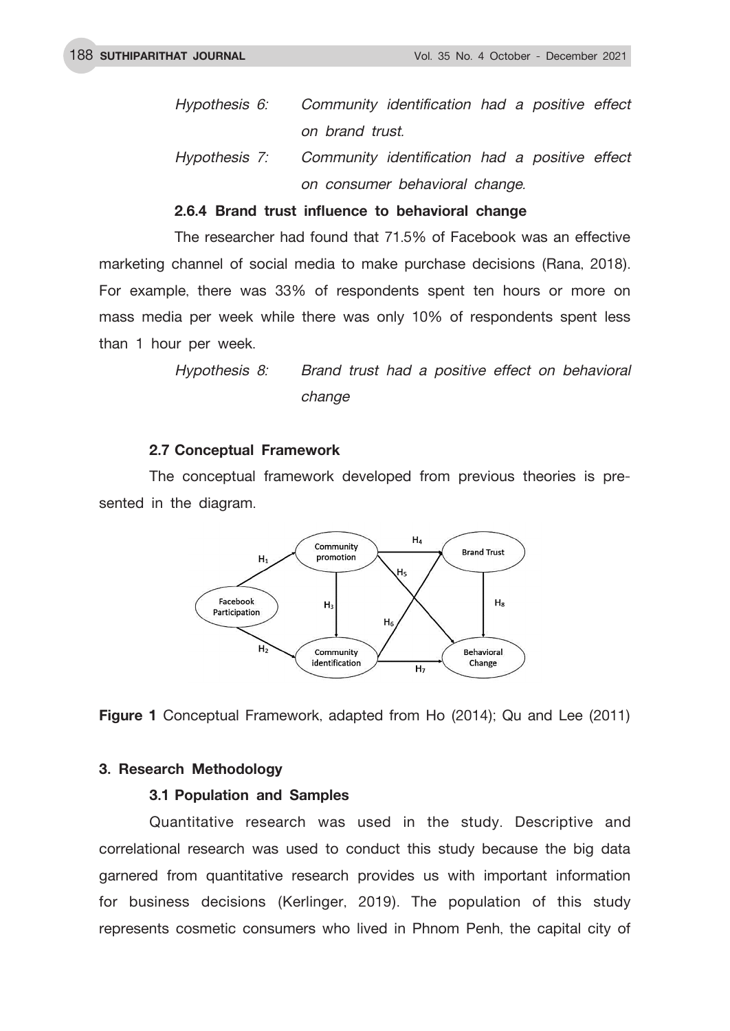*Hypothesis 6: Community identification had a positive effect on brand trust.*

*Hypothesis 7: Community identification had a positive effect on consumer behavioral change.*

#### 2.6.4 Brand trust influence to behavioral change

The researcher had found that 71.5% of Facebook was an effective marketing channel of social media to make purchase decisions (Rana, 2018). For example, there was 33% of respondents spent ten hours or more on mass media per week while there was only 10% of respondents spent less than 1 hour per week.

*Hypothesis 8: Brand trust had a positive effect on behavioral change*

### 2.7 Conceptual Framework

The conceptual framework developed from previous theories is presented in the diagram.

**Figure 1** Conceptual Framework, adapted from Ho (2014); Qu and Lee (2011)

## 3. Research Methodology

### 3.1 Population and Samples

Quantitative research was used in the study. Descriptive and correlational research was used to conduct this study because the big data garnered from quantitative research provides us with important information for business decisions (Kerlinger, 2019). The population of this study represents cosmetic consumers who lived in Phnom Penh, the capital city of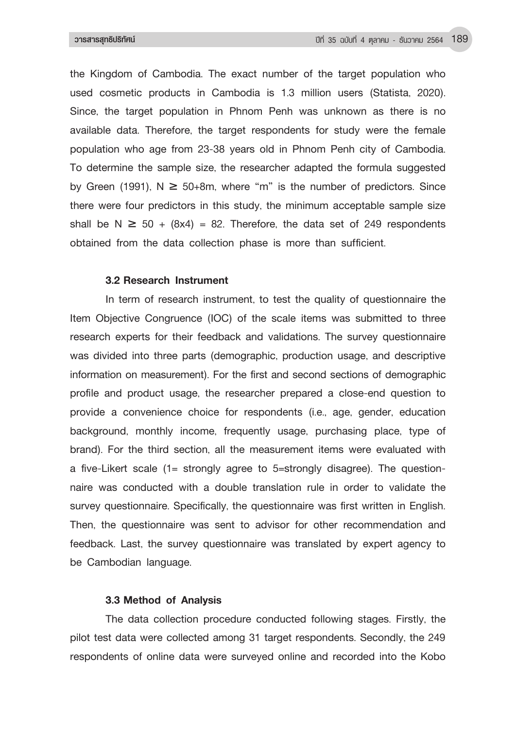the Kingdom of Cambodia. The exact number of the target population who used cosmetic products in Cambodia is 1.3 million users (Statista, 2020). Since, the target population in Phnom Penh was unknown as there is no available data. Therefore, the target respondents for study were the female population who age from 23-38 years old in Phnom Penh city of Cambodia. To determine the sample size, the researcher adapted the formula suggested by Green (1991), $N \geq 50+8m$, where "m" is the number of predictors. Since there were four predictors in this study, the minimum acceptable sample size shall be $N \geq 50 + (8x4) = 82$. Therefore, the data set of 249 respondents obtained from the data collection phase is more than sufficient.

### 3.2 Research Instrument

In term of research instrument, to test the quality of questionnaire the Item Objective Congruence (IOC) of the scale items was submitted to three research experts for their feedback and validations. The survey questionnaire was divided into three parts (demographic, production usage, and descriptive information on measurement). For the first and second sections of demographic profile and product usage, the researcher prepared a close-end question to provide a convenience choice for respondents (i.e., age, gender, education background, monthly income, frequently usage, purchasing place, type of brand). For the third section, all the measurement items were evaluated with a five-Likert scale (1= strongly agree to 5=strongly disagree). The questionnaire was conducted with a double translation rule in order to validate the survey questionnaire. Specifically, the questionnaire was first written in English. Then, the questionnaire was sent to advisor for other recommendation and feedback. Last, the survey questionnaire was translated by expert agency to be Cambodian language.

### 3.3 Method of Analysis

The data collection procedure conducted following stages. Firstly, the pilot test data were collected among 31 target respondents. Secondly, the 249 respondents of online data were surveyed online and recorded into the Kobo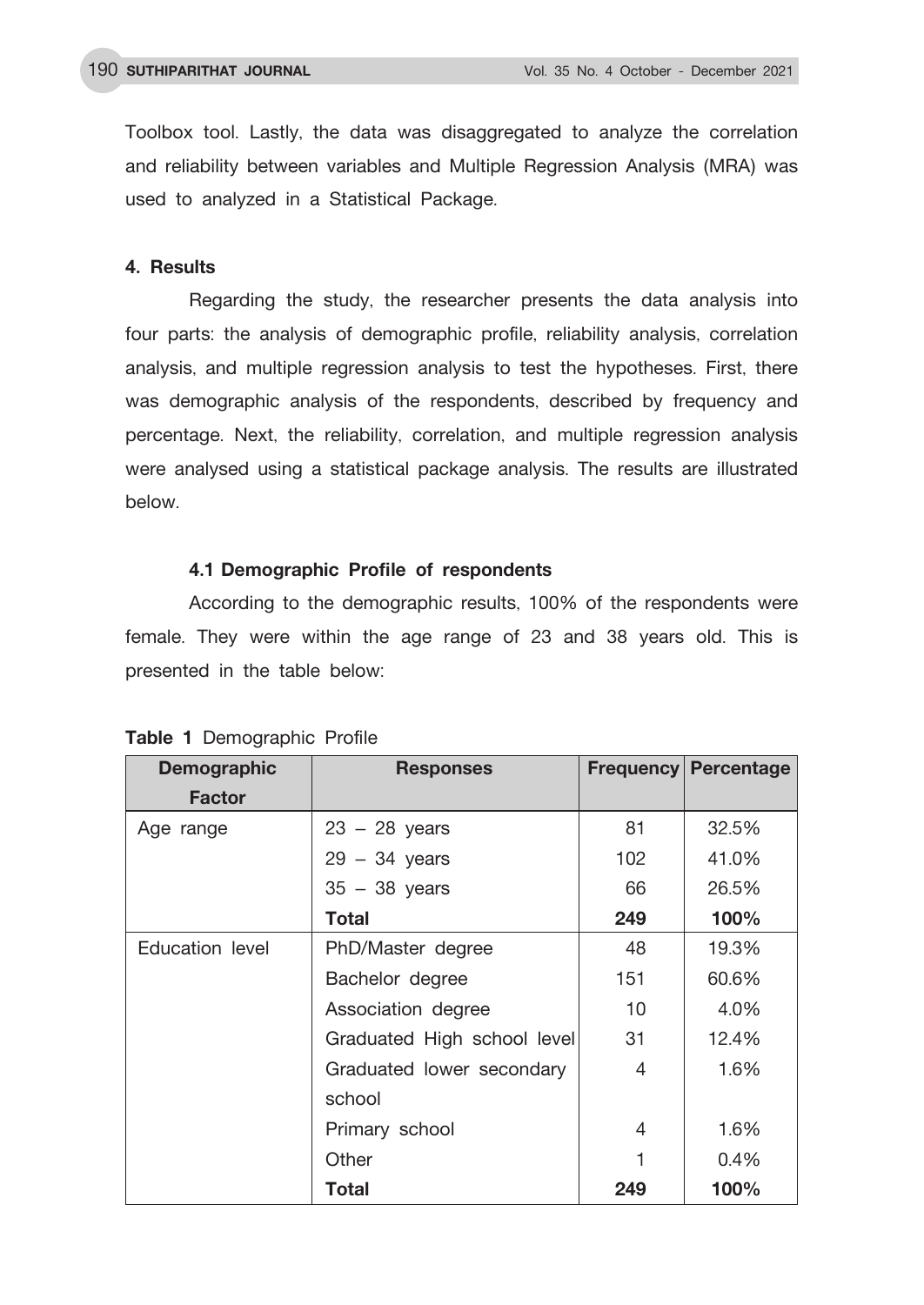Toolbox tool. Lastly, the data was disaggregated to analyze the correlation and reliability between variables and Multiple Regression Analysis (MRA) was used to analyzed in a Statistical Package.

## 4. Results

Regarding the study, the researcher presents the data analysis into four parts: the analysis of demographic profile, reliability analysis, correlation analysis, and multiple regression analysis to test the hypotheses. First, there was demographic analysis of the respondents, described by frequency and percentage. Next, the reliability, correlation, and multiple regression analysis were analysed using a statistical package analysis. The results are illustrated below.

### 4.1 Demographic Profile of respondents

According to the demographic results, 100% of the respondents were female. They were within the age range of 23 and 38 years old. This is presented in the table below:

**Table 1** Demographic Profile

| Demographic Factor | Responses | Frequency | Percentage |
|---|---|---|---|
| Age range | 23 – 28 years | 81 | 32.5% |
| | 29 – 34 years | 102 | 41.0% |
| | 35 – 38 years | 66 | 26.5% |
| | **Total** | **249** | **100%** |
| Education level | PhD/Master degree | 48 | 19.3% |
| | Bachelor degree | 151 | 60.6% |
| | Association degree | 10 | 4.0% |
| | Graduated High school level | 31 | 12.4% |
| | Graduated lower secondary school | 4 | 1.6% |
| | Primary school | 4 | 1.6% |
| | Other | 1 | 0.4% |
| | **Total** | **249** | **100%** |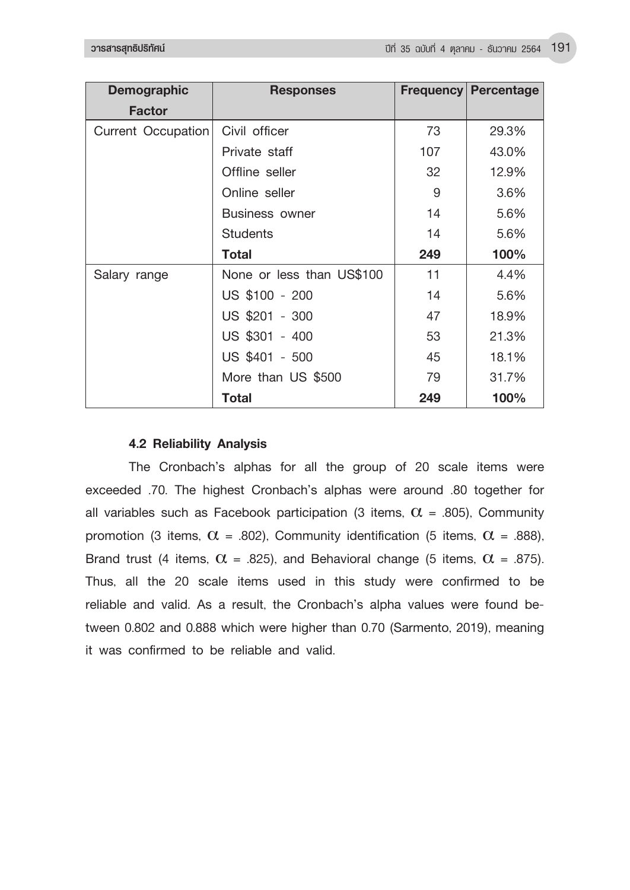| Demographic Factor | Responses | Frequency | Percentage |
|---|---|---|---|
| Current Occupation | Civil officer | 73 | 29.3% |
| | Private staff | 107 | 43.0% |
| | Offline seller | 32 | 12.9% |
| | Online seller | 9 | 3.6% |
| | Business owner | 14 | 5.6% |
| | Students | 14 | 5.6% |
| | **Total** | **249** | **100%** |
| Salary range | None or less than US$100 | 11 | 4.4% |
| | US $100 - 200 | 14 | 5.6% |
| | US $201 - 300 | 47 | 18.9% |
| | US $301 - 400 | 53 | 21.3% |
| | US $401 - 500 | 45 | 18.1% |
| | More than US $500 | 79 | 31.7% |
| | **Total** | **249** | **100%** |

### 4.2 Reliability Analysis

The Cronbach's alphas for all the group of 20 scale items were exceeded .70. The highest Cronbach's alphas were around .80 together for all variables such as Facebook participation (3 items, $\alpha$ = .805), Community promotion (3 items, $\alpha$ = .802), Community identification (5 items, $\alpha$ = .888), Brand trust (4 items, $\alpha$ = .825), and Behavioral change (5 items, $\alpha$ = .875). Thus, all the 20 scale items used in this study were confirmed to be reliable and valid. As a result, the Cronbach's alpha values were found between 0.802 and 0.888 which were higher than 0.70 (Sarmento, 2019), meaning it was confirmed to be reliable and valid.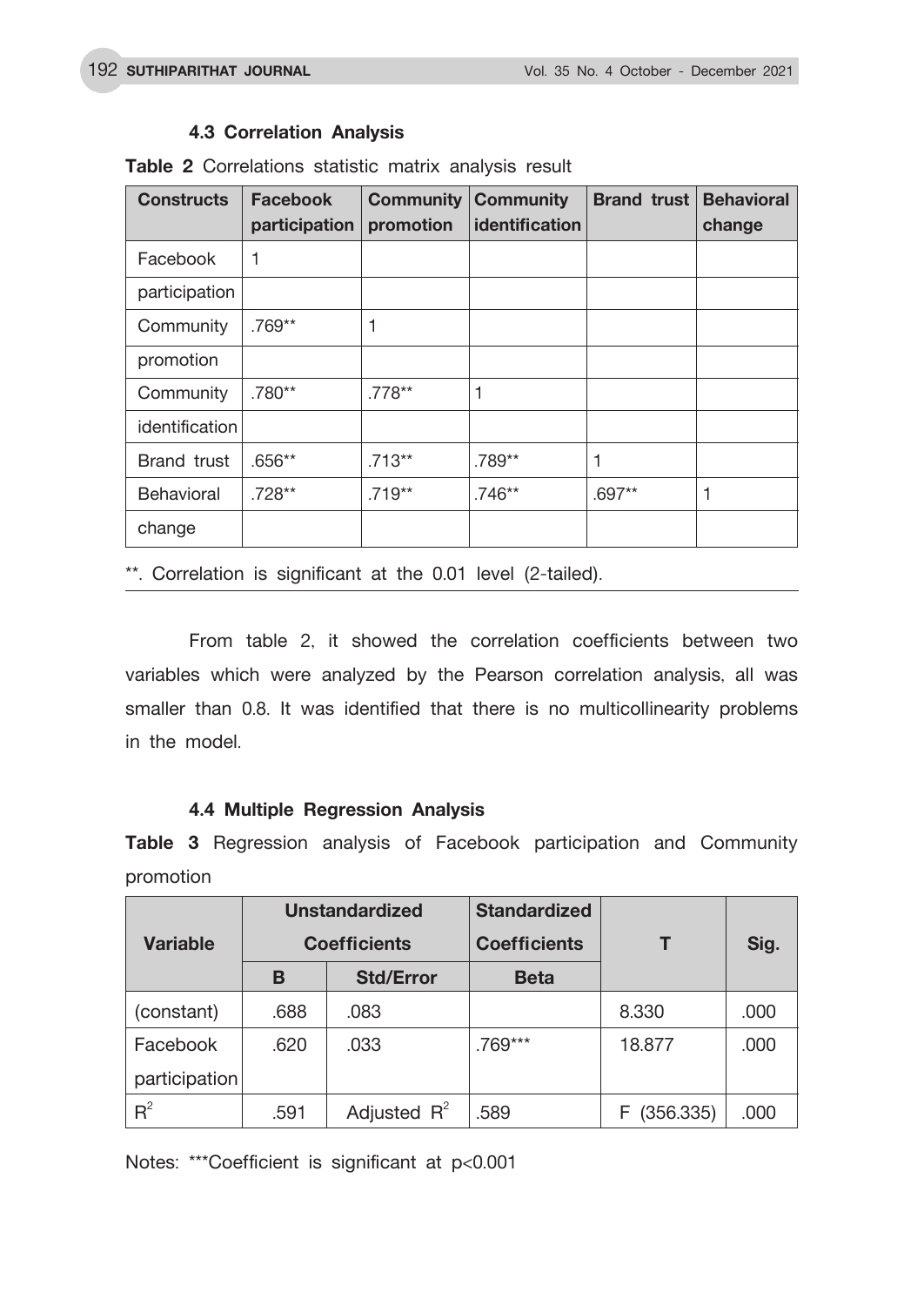### 4.3 Correlation Analysis

**Table 2** Correlations statistic matrix analysis result

| Constructs | Facebook participation | Community promotion | Community identification | Brand trust | Behavioral change |
|---|---|---|---|---|---|
| Facebook participation | 1 | | | | |
| Community promotion | .769** | 1 | | | |
| Community identification | .780** | .778** | 1 | | |
| Brand trust | .656** | .713** | .789** | 1 | |
| Behavioral change | .728** | .719** | .746** | .697** | 1 |

**. Correlation is significant at the 0.01 level (2-tailed).

From table 2, it showed the correlation coefficients between two variables which were analyzed by the Pearson correlation analysis, all was smaller than 0.8. It was identified that there is no multicollinearity problems in the model.

### 4.4 Multiple Regression Analysis

**Table 3** Regression analysis of Facebook participation and Community promotion

| Variable | Unstandardized Coefficients | | Standardized Coefficients | T | Sig. |
|---|---|---|---|---|---|
| | B | Std/Error | Beta | | |
| (constant) | .688 | .083 | | 8.330 | .000 |
| Facebook participation | .620 | .033 | .769*** | 18.877 | .000 |
| $R^2$ | .591 | Adjusted $R^2$ | .589 | F (356.335) | .000 |

Notes: ***Coefficient is significant at $p<0.001$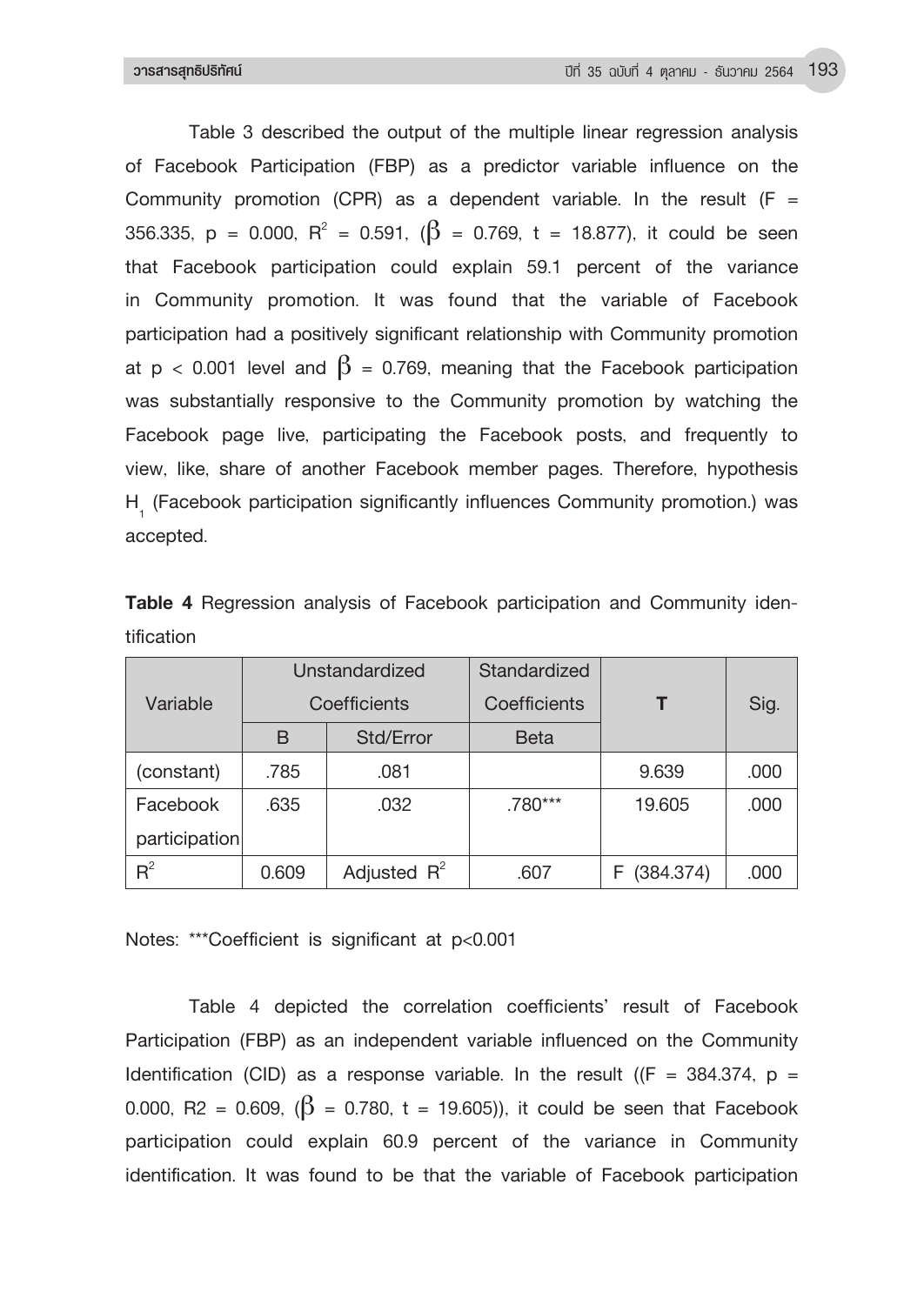Table 3 described the output of the multiple linear regression analysis of Facebook Participation (FBP) as a predictor variable influence on the Community promotion (CPR) as a dependent variable. In the result (F = 356.335, p = 0.000, $R^2$ = 0.591, ($\beta$ = 0.769, t = 18.877), it could be seen that Facebook participation could explain 59.1 percent of the variance in Community promotion. It was found that the variable of Facebook participation had a positively significant relationship with Community promotion at $p < 0.001$ level and $\beta$ = 0.769, meaning that the Facebook participation was substantially responsive to the Community promotion by watching the Facebook page live, participating the Facebook posts, and frequently to view, like, share of another Facebook member pages. Therefore, hypothesis $H_1$ (Facebook participation significantly influences Community promotion.) was accepted.

**Table 4** Regression analysis of Facebook participation and Community identification

| Variable | Unstandardized Coefficients | | Standardized Coefficients | **T** | Sig. |
|---|---|---|---|---|---|
| | B | Std/Error | Beta | | |
| (constant) | .785 | .081 | | 9.639 | .000 |
| Facebook participation | .635 | .032 | .780*** | 19.605 | .000 |
| $R^2$ | 0.609 | Adjusted $R^2$ | .607 | F (384.374) | .000 |

Notes: ***Coefficient is significant at p<0.001

Table 4 depicted the correlation coefficients' result of Facebook Participation (FBP) as an independent variable influenced on the Community Identification (CID) as a response variable. In the result ((F = 384.374, p = 0.000, R2 = 0.609, ($\beta$ = 0.780, t = 19.605)), it could be seen that Facebook participation could explain 60.9 percent of the variance in Community identification. It was found to be that the variable of Facebook participation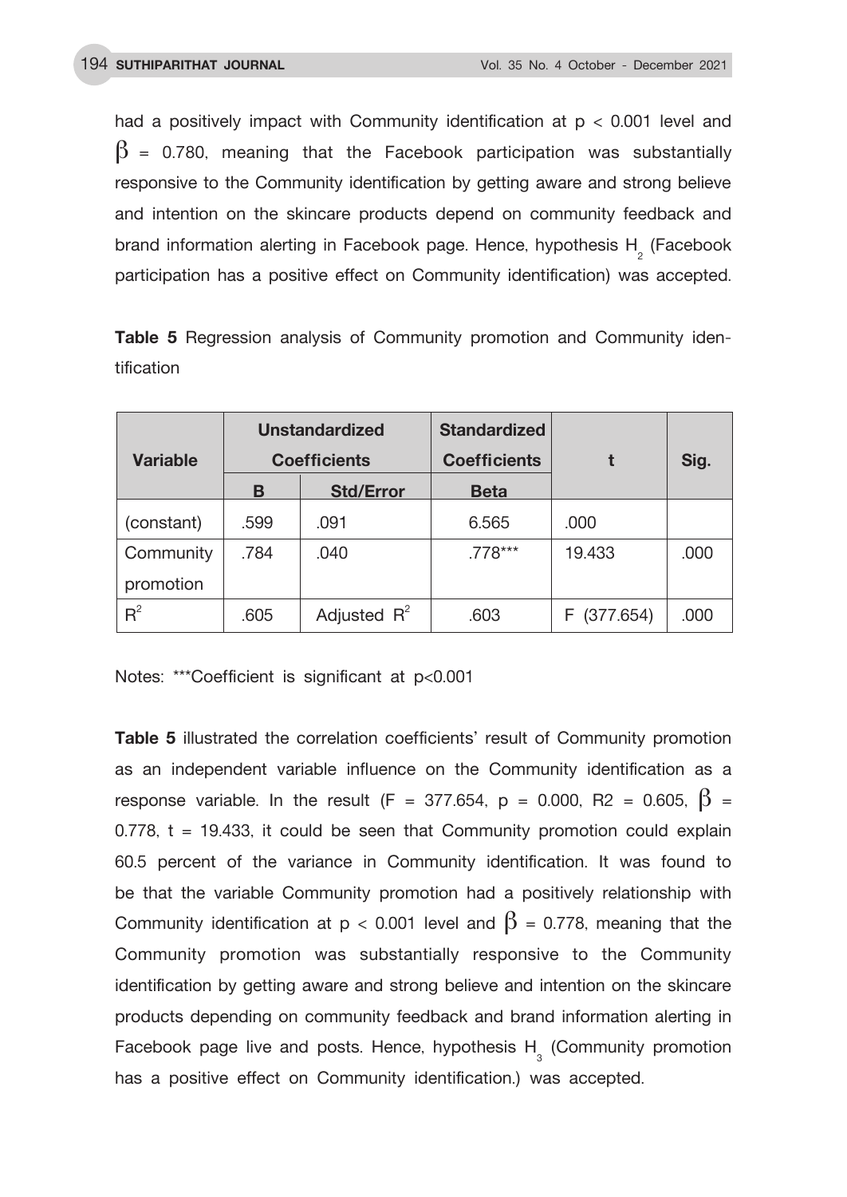had a positively impact with Community identification at $p < 0.001$ level and $\beta = 0.780$, meaning that the Facebook participation was substantially responsive to the Community identification by getting aware and strong believe and intention on the skincare products depend on community feedback and brand information alerting in Facebook page. Hence, hypothesis $H_2$ (Facebook participation has a positive effect on Community identification) was accepted.

**Table 5** Regression analysis of Community promotion and Community identification

| Variable | Unstandardized Coefficients | | Standardized Coefficients | t | Sig. |
|---|---|---|---|---|---|
| | B | Std/Error | Beta | | |
| (constant) | .599 | .091 | 6.565 | .000 | |
| Community promotion | .784 | .040 | .778*** | 19.433 | .000 |
| $R^2$ | .605 | Adjusted $R^2$ | .603 | F (377.654) | .000 |

Notes: ***Coefficient is significant at $p<0.001$

**Table 5** illustrated the correlation coefficients' result of Community promotion as an independent variable influence on the Community identification as a response variable. In the result ($F = 377.654$, $p = 0.000$, $R2 = 0.605$, $\beta = 0.778$, $t = 19.433$, it could be seen that Community promotion could explain 60.5 percent of the variance in Community identification. It was found to be that the variable Community promotion had a positively relationship with Community identification at $p < 0.001$ level and $\beta = 0.778$, meaning that the Community promotion was substantially responsive to the Community identification by getting aware and strong believe and intention on the skincare products depending on community feedback and brand information alerting in Facebook page live and posts. Hence, hypothesis $H_3$ (Community promotion has a positive effect on Community identification.) was accepted.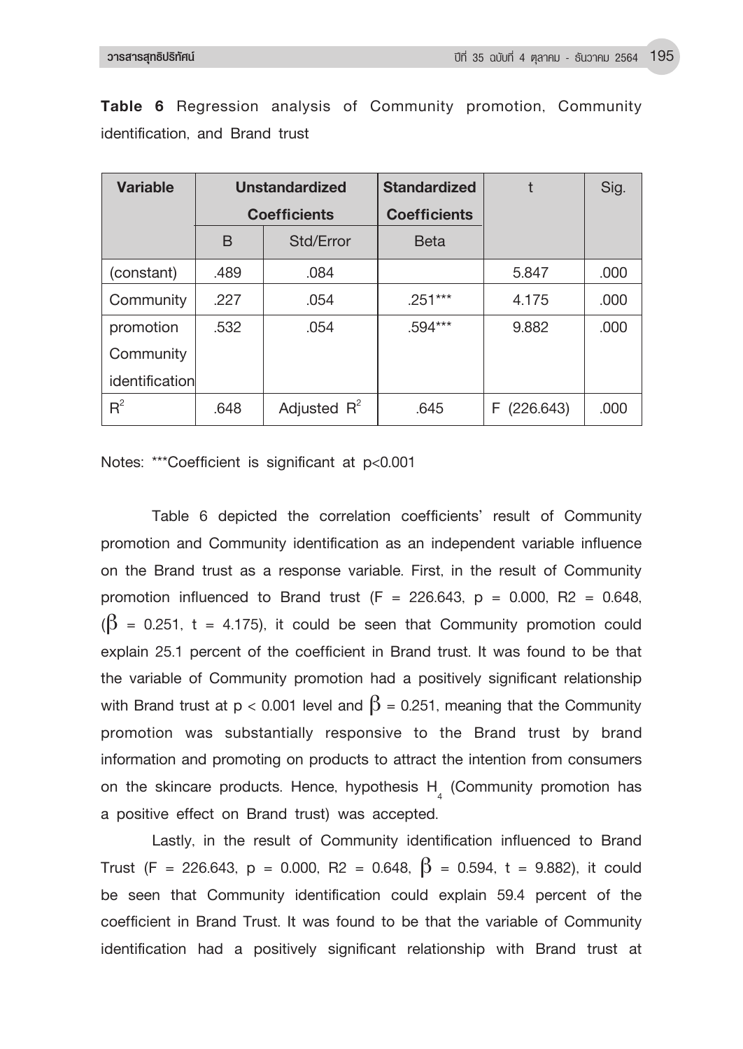**Table 6** Regression analysis of Community promotion, Community identification, and Brand trust

| Variable | Unstandardized Coefficients | | Standardized Coefficients | t | Sig. |
|---|---|---|---|---|---|
| | B | Std/Error | Beta | | |
| (constant) | .489 | .084 | | 5.847 | .000 |
| Community promotion | .227 | .054 | .251*** | 4.175 | .000 |
| Community identification | .532 | .054 | .594*** | 9.882 | .000 |
| $R^2$ | .648 | Adjusted $R^2$ | .645 | F (226.643) | .000 |

Notes: ***Coefficient is significant at $p<0.001$

Table 6 depicted the correlation coefficients' result of Community promotion and Community identification as an independent variable influence on the Brand trust as a response variable. First, in the result of Community promotion influenced to Brand trust (F = 226.643, p = 0.000, R2 = 0.648, ($\beta$ = 0.251, t = 4.175), it could be seen that Community promotion could explain 25.1 percent of the coefficient in Brand trust. It was found to be that the variable of Community promotion had a positively significant relationship with Brand trust at $p < 0.001$ level and $\beta$ = 0.251, meaning that the Community promotion was substantially responsive to the Brand trust by brand information and promoting on products to attract the intention from consumers on the skincare products. Hence, hypothesis $H_4$ (Community promotion has a positive effect on Brand trust) was accepted.

Lastly, in the result of Community identification influenced to Brand Trust (F = 226.643, p = 0.000, R2 = 0.648, $\beta$ = 0.594, t = 9.882), it could be seen that Community identification could explain 59.4 percent of the coefficient in Brand Trust. It was found to be that the variable of Community identification had a positively significant relationship with Brand trust at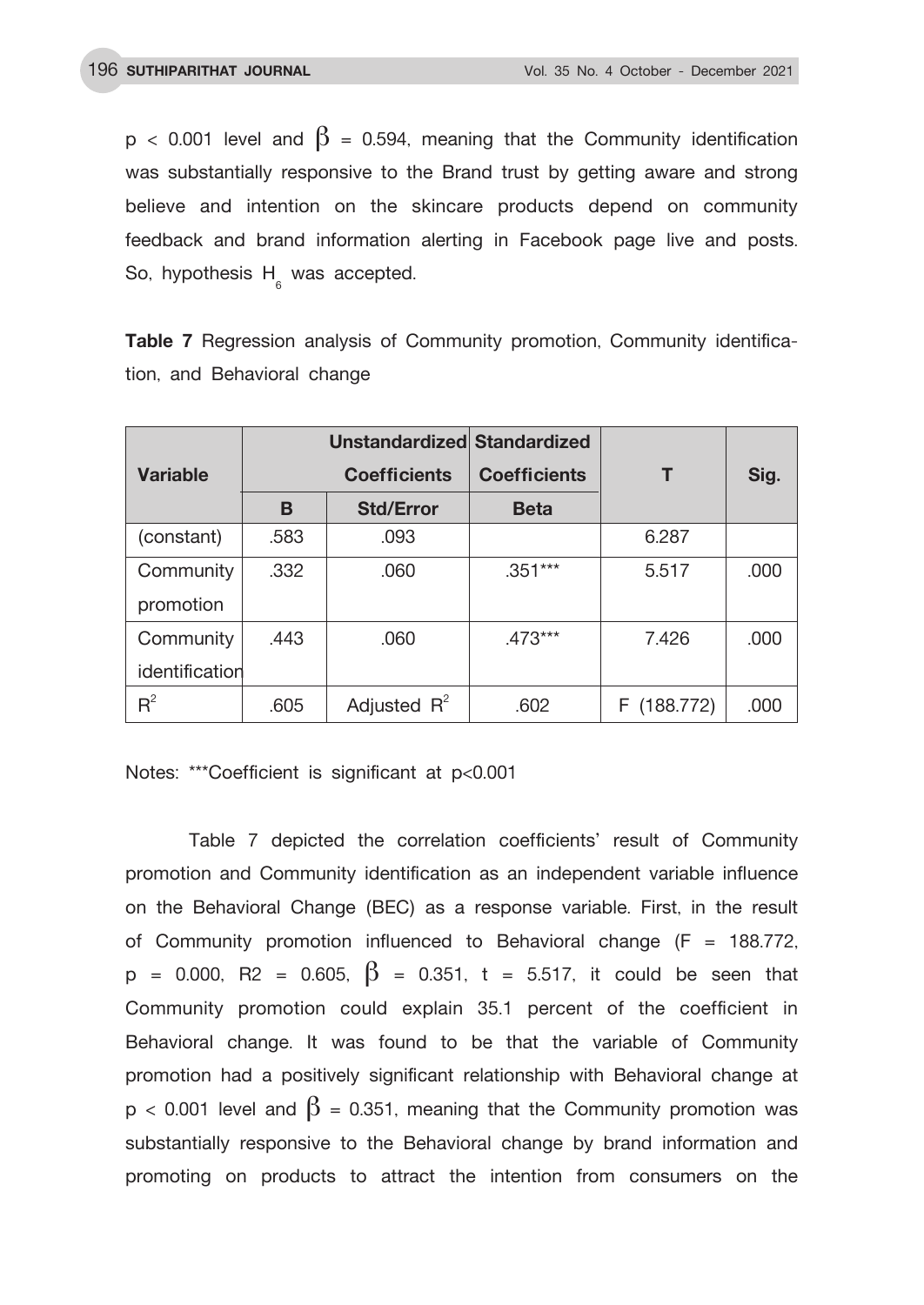$p < 0.001$ level and $\beta = 0.594$, meaning that the Community identification was substantially responsive to the Brand trust by getting aware and strong believe and intention on the skincare products depend on community feedback and brand information alerting in Facebook page live and posts. So, hypothesis $H_6$ was accepted.

**Table 7** Regression analysis of Community promotion, Community identification, and Behavioral change

| Variable | Unstandardized Coefficients | | Standardized Coefficients | T | Sig. |
|---|---|---|---|---|---|
| | B | Std/Error | Beta | | |
| (constant) | .583 | .093 | | 6.287 | |
| Community promotion | .332 | .060 | .351*** | 5.517 | .000 |
| Community identification | .443 | .060 | .473*** | 7.426 | .000 |
| $R^2$ | .605 | Adjusted $R^2$ | .602 | F (188.772) | .000 |

Notes: ***Coefficient is significant at $p<0.001$

Table 7 depicted the correlation coefficients' result of Community promotion and Community identification as an independent variable influence on the Behavioral Change (BEC) as a response variable. First, in the result of Community promotion influenced to Behavioral change ($F = 188.772$, $p = 0.000$, $R2 = 0.605$, $\beta = 0.351$, $t = 5.517$, it could be seen that Community promotion could explain 35.1 percent of the coefficient in Behavioral change. It was found to be that the variable of Community promotion had a positively significant relationship with Behavioral change at $p < 0.001$ level and $\beta = 0.351$, meaning that the Community promotion was substantially responsive to the Behavioral change by brand information and promoting on products to attract the intention from consumers on the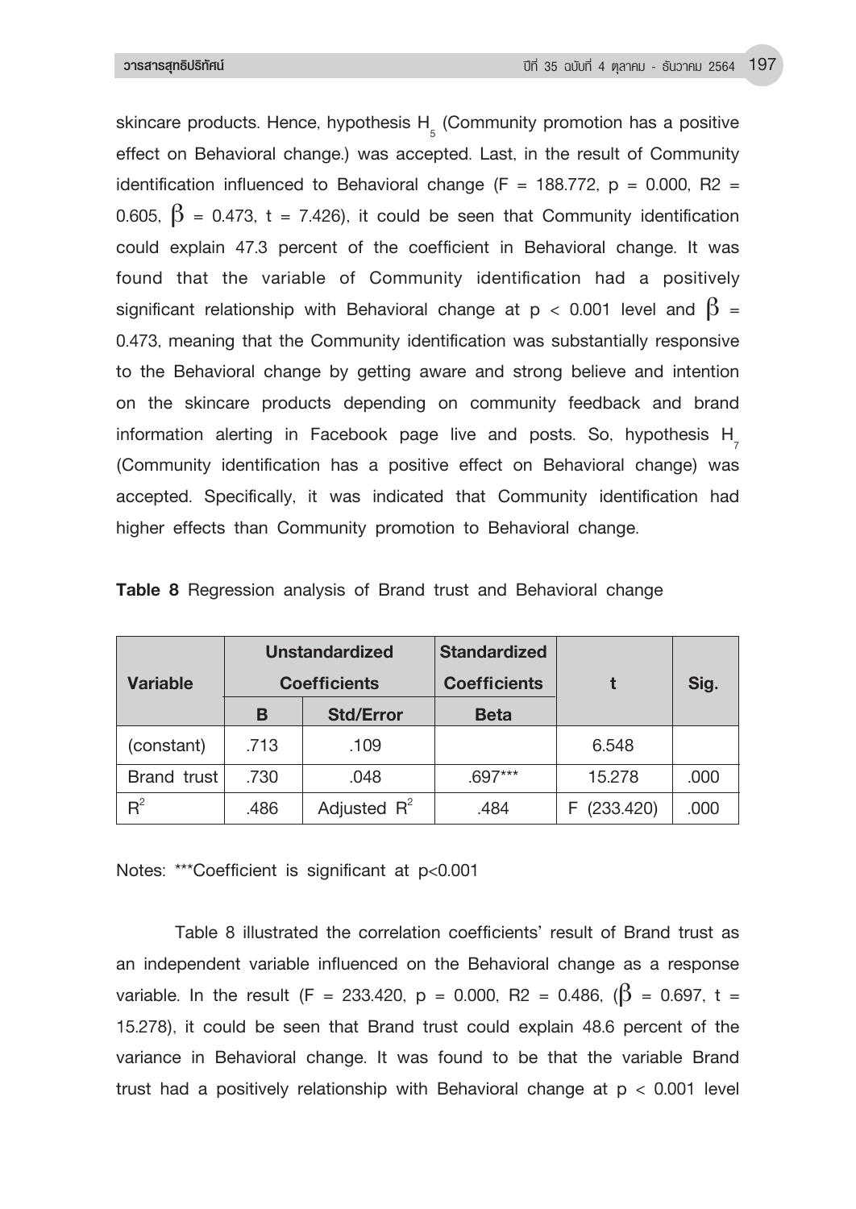skincare products. Hence, hypothesis $H_5$ (Community promotion has a positive effect on Behavioral change.) was accepted. Last, in the result of Community identification influenced to Behavioral change (F = 188.772, p = 0.000, R2 = 0.605, $\beta$ = 0.473, t = 7.426), it could be seen that Community identification could explain 47.3 percent of the coefficient in Behavioral change. It was found that the variable of Community identification had a positively significant relationship with Behavioral change at p < 0.001 level and $\beta$ = 0.473, meaning that the Community identification was substantially responsive to the Behavioral change by getting aware and strong believe and intention on the skincare products depending on community feedback and brand information alerting in Facebook page live and posts. So, hypothesis $H_7$ (Community identification has a positive effect on Behavioral change) was accepted. Specifically, it was indicated that Community identification had higher effects than Community promotion to Behavioral change.

**Table 8** Regression analysis of Brand trust and Behavioral change

| Variable | Unstandardized Coefficients | | Standardized Coefficients | t | Sig. |
|---|---|---|---|---|---|
| | B | Std/Error | Beta | | |
| (constant) | .713 | .109 | | 6.548 | |
| Brand trust | .730 | .048 | .697*** | 15.278 | .000 |
| $R^2$ | .486 | Adjusted $R^2$ | .484 | F (233.420) | .000 |

Notes: ***Coefficient is significant at p<0.001

Table 8 illustrated the correlation coefficients' result of Brand trust as an independent variable influenced on the Behavioral change as a response variable. In the result (F = 233.420, p = 0.000, R2 = 0.486, ($\beta$ = 0.697, t = 15.278), it could be seen that Brand trust could explain 48.6 percent of the variance in Behavioral change. It was found to be that the variable Brand trust had a positively relationship with Behavioral change at p < 0.001 level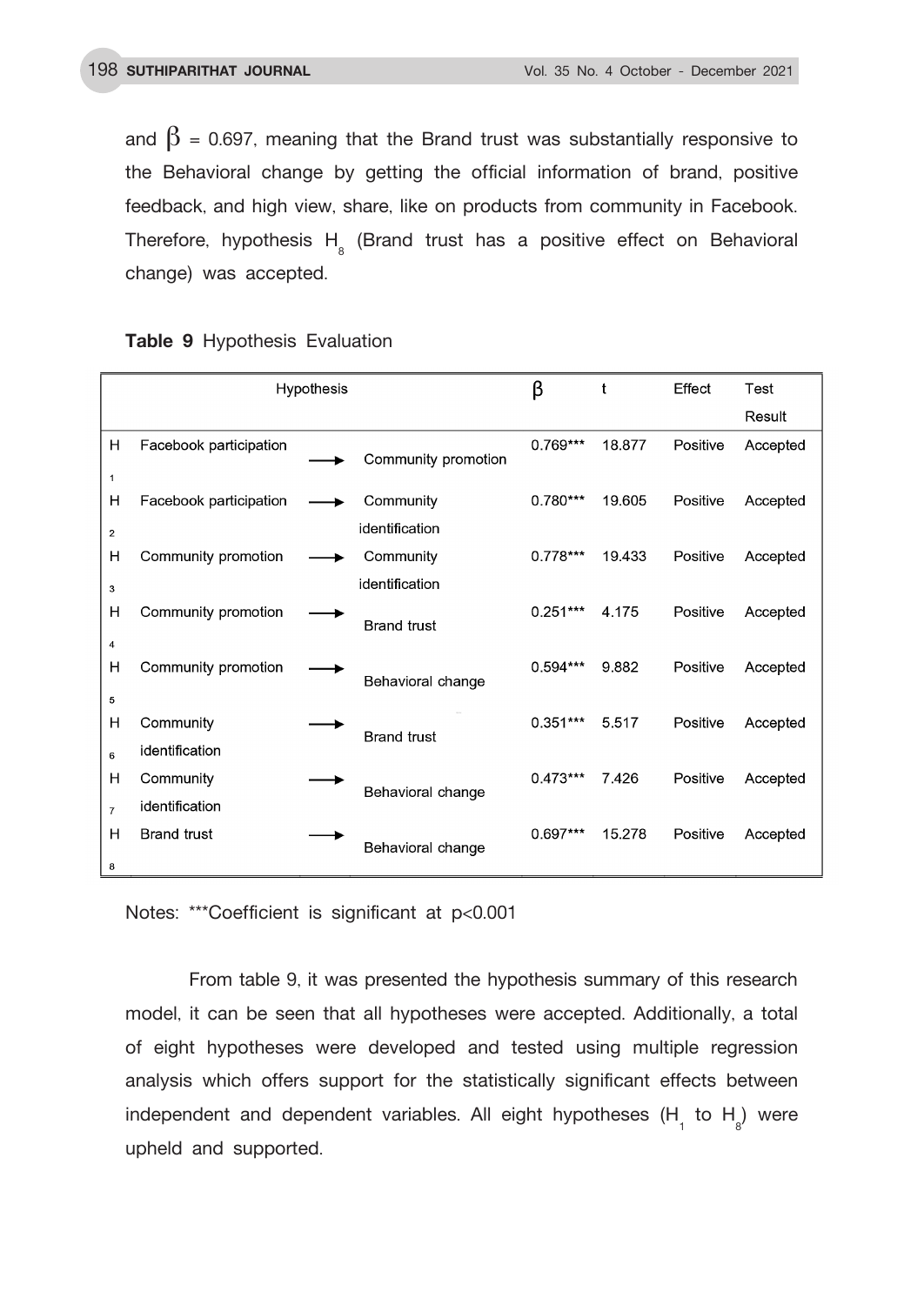and $\beta$ = 0.697, meaning that the Brand trust was substantially responsive to the Behavioral change by getting the official information of brand, positive feedback, and high view, share, like on products from community in Facebook. Therefore, hypothesis $H_8$ (Brand trust has a positive effect on Behavioral change) was accepted.

**Table 9** Hypothesis Evaluation

| | Hypothesis | | | $\beta$ | t | Effect | Test Result |
|---|---|---|---|---|---|---|---|
| $H_1$ | Facebook participation | → | Community promotion | 0.769*** | 18.877 | Positive | Accepted |
| $H_2$ | Facebook participation | → | Community identification | 0.780*** | 19.605 | Positive | Accepted |
| $H_3$ | Community promotion | → | Community identification | 0.778*** | 19.433 | Positive | Accepted |
| $H_4$ | Community promotion | → | Brand trust | 0.251*** | 4.175 | Positive | Accepted |
| $H_5$ | Community promotion | → | Behavioral change | 0.594*** | 9.882 | Positive | Accepted |
| $H_6$ | Community identification | → | Brand trust | 0.351*** | 5.517 | Positive | Accepted |
| $H_7$ | Community identification | → | Behavioral change | 0.473*** | 7.426 | Positive | Accepted |
| $H_8$ | Brand trust | → | Behavioral change | 0.697*** | 15.278 | Positive | Accepted |

Notes: ***Coefficient is significant at $p<0.001$

From table 9, it was presented the hypothesis summary of this research model, it can be seen that all hypotheses were accepted. Additionally, a total of eight hypotheses were developed and tested using multiple regression analysis which offers support for the statistically significant effects between independent and dependent variables. All eight hypotheses ($H_1$ to $H_8$) were upheld and supported.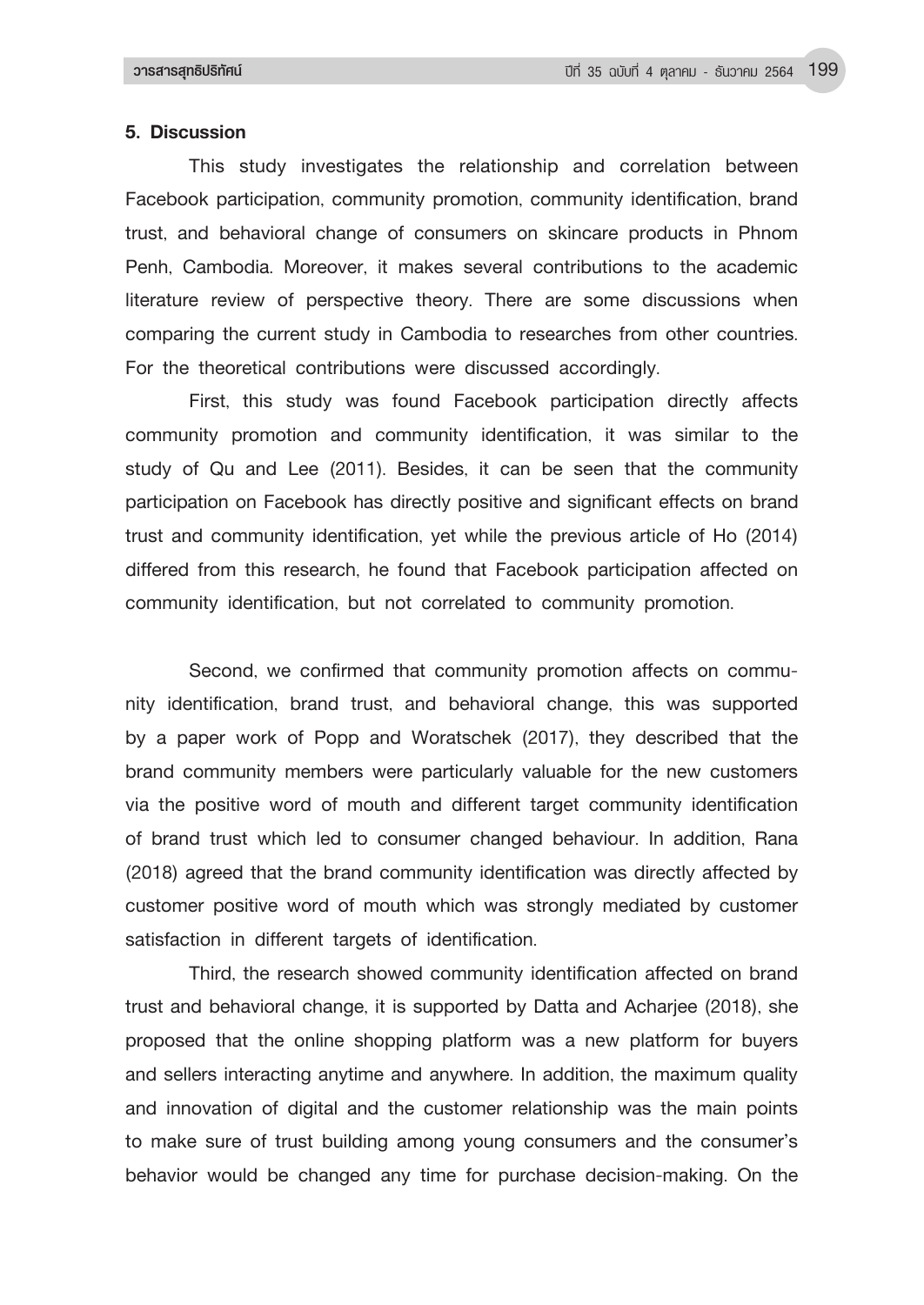## 5. Discussion

This study investigates the relationship and correlation between Facebook participation, community promotion, community identification, brand trust, and behavioral change of consumers on skincare products in Phnom Penh, Cambodia. Moreover, it makes several contributions to the academic literature review of perspective theory. There are some discussions when comparing the current study in Cambodia to researches from other countries. For the theoretical contributions were discussed accordingly.

First, this study was found Facebook participation directly affects community promotion and community identification, it was similar to the study of Qu and Lee (2011). Besides, it can be seen that the community participation on Facebook has directly positive and significant effects on brand trust and community identification, yet while the previous article of Ho (2014) differed from this research, he found that Facebook participation affected on community identification, but not correlated to community promotion.

Second, we confirmed that community promotion affects on community identification, brand trust, and behavioral change, this was supported by a paper work of Popp and Woratschek (2017), they described that the brand community members were particularly valuable for the new customers via the positive word of mouth and different target community identification of brand trust which led to consumer changed behaviour. In addition, Rana (2018) agreed that the brand community identification was directly affected by customer positive word of mouth which was strongly mediated by customer satisfaction in different targets of identification.

Third, the research showed community identification affected on brand trust and behavioral change, it is supported by Datta and Acharjee (2018), she proposed that the online shopping platform was a new platform for buyers and sellers interacting anytime and anywhere. In addition, the maximum quality and innovation of digital and the customer relationship was the main points to make sure of trust building among young consumers and the consumer's behavior would be changed any time for purchase decision-making. On the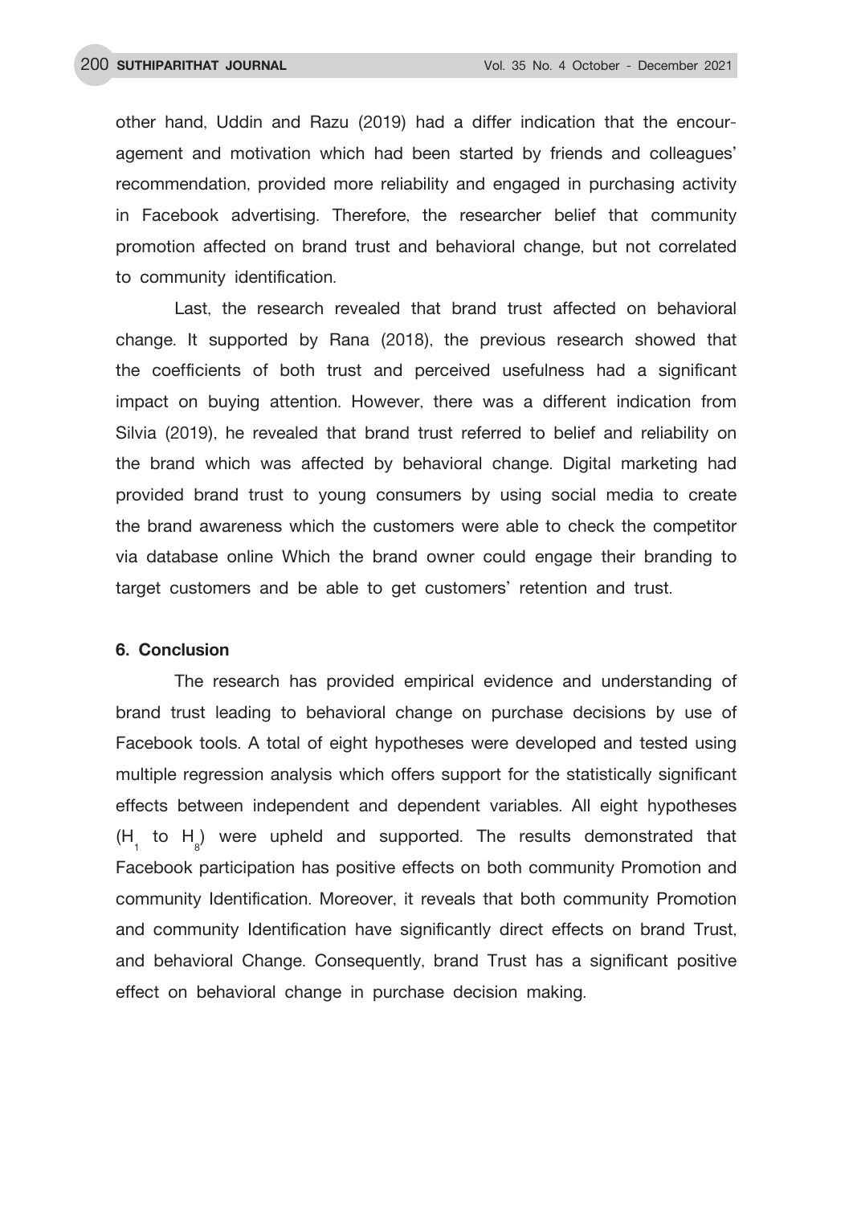other hand, Uddin and Razu (2019) had a differ indication that the encouragement and motivation which had been started by friends and colleagues' recommendation, provided more reliability and engaged in purchasing activity in Facebook advertising. Therefore, the researcher belief that community promotion affected on brand trust and behavioral change, but not correlated to community identification.

Last, the research revealed that brand trust affected on behavioral change. It supported by Rana (2018), the previous research showed that the coefficients of both trust and perceived usefulness had a significant impact on buying attention. However, there was a different indication from Silvia (2019), he revealed that brand trust referred to belief and reliability on the brand which was affected by behavioral change. Digital marketing had provided brand trust to young consumers by using social media to create the brand awareness which the customers were able to check the competitor via database online Which the brand owner could engage their branding to target customers and be able to get customers' retention and trust.

## 6. Conclusion

The research has provided empirical evidence and understanding of brand trust leading to behavioral change on purchase decisions by use of Facebook tools. A total of eight hypotheses were developed and tested using multiple regression analysis which offers support for the statistically significant effects between independent and dependent variables. All eight hypotheses ($H_1$ to $H_8$) were upheld and supported. The results demonstrated that Facebook participation has positive effects on both community Promotion and community Identification. Moreover, it reveals that both community Promotion and community Identification have significantly direct effects on brand Trust, and behavioral Change. Consequently, brand Trust has a significant positive effect on behavioral change in purchase decision making.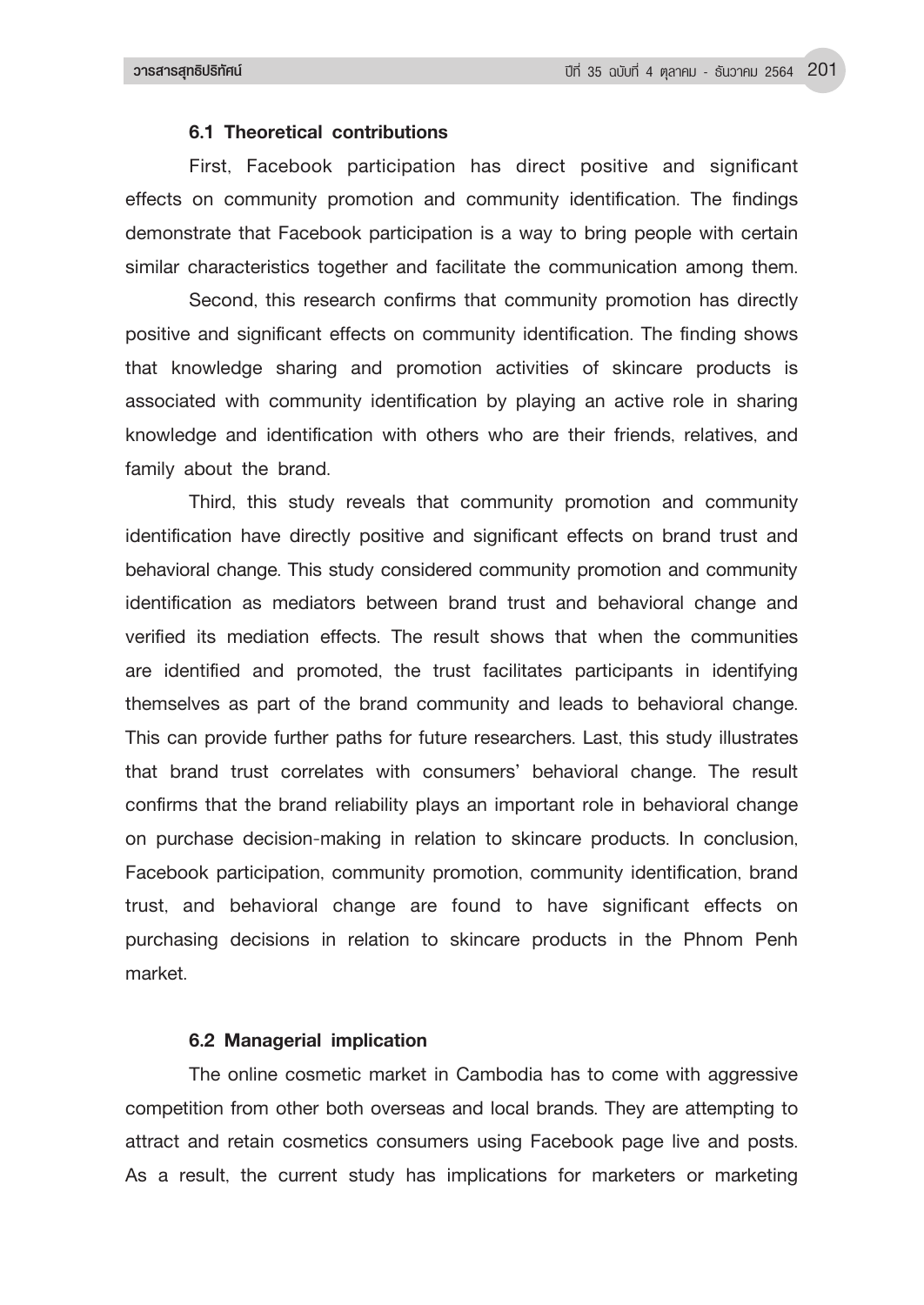### 6.1 Theoretical contributions

First, Facebook participation has direct positive and significant effects on community promotion and community identification. The findings demonstrate that Facebook participation is a way to bring people with certain similar characteristics together and facilitate the communication among them.

Second, this research confirms that community promotion has directly positive and significant effects on community identification. The finding shows that knowledge sharing and promotion activities of skincare products is associated with community identification by playing an active role in sharing knowledge and identification with others who are their friends, relatives, and family about the brand.

Third, this study reveals that community promotion and community identification have directly positive and significant effects on brand trust and behavioral change. This study considered community promotion and community identification as mediators between brand trust and behavioral change and verified its mediation effects. The result shows that when the communities are identified and promoted, the trust facilitates participants in identifying themselves as part of the brand community and leads to behavioral change. This can provide further paths for future researchers. Last, this study illustrates that brand trust correlates with consumers' behavioral change. The result confirms that the brand reliability plays an important role in behavioral change on purchase decision-making in relation to skincare products. In conclusion, Facebook participation, community promotion, community identification, brand trust, and behavioral change are found to have significant effects on purchasing decisions in relation to skincare products in the Phnom Penh market.

### 6.2 Managerial implication

The online cosmetic market in Cambodia has to come with aggressive competition from other both overseas and local brands. They are attempting to attract and retain cosmetics consumers using Facebook page live and posts. As a result, the current study has implications for marketers or marketing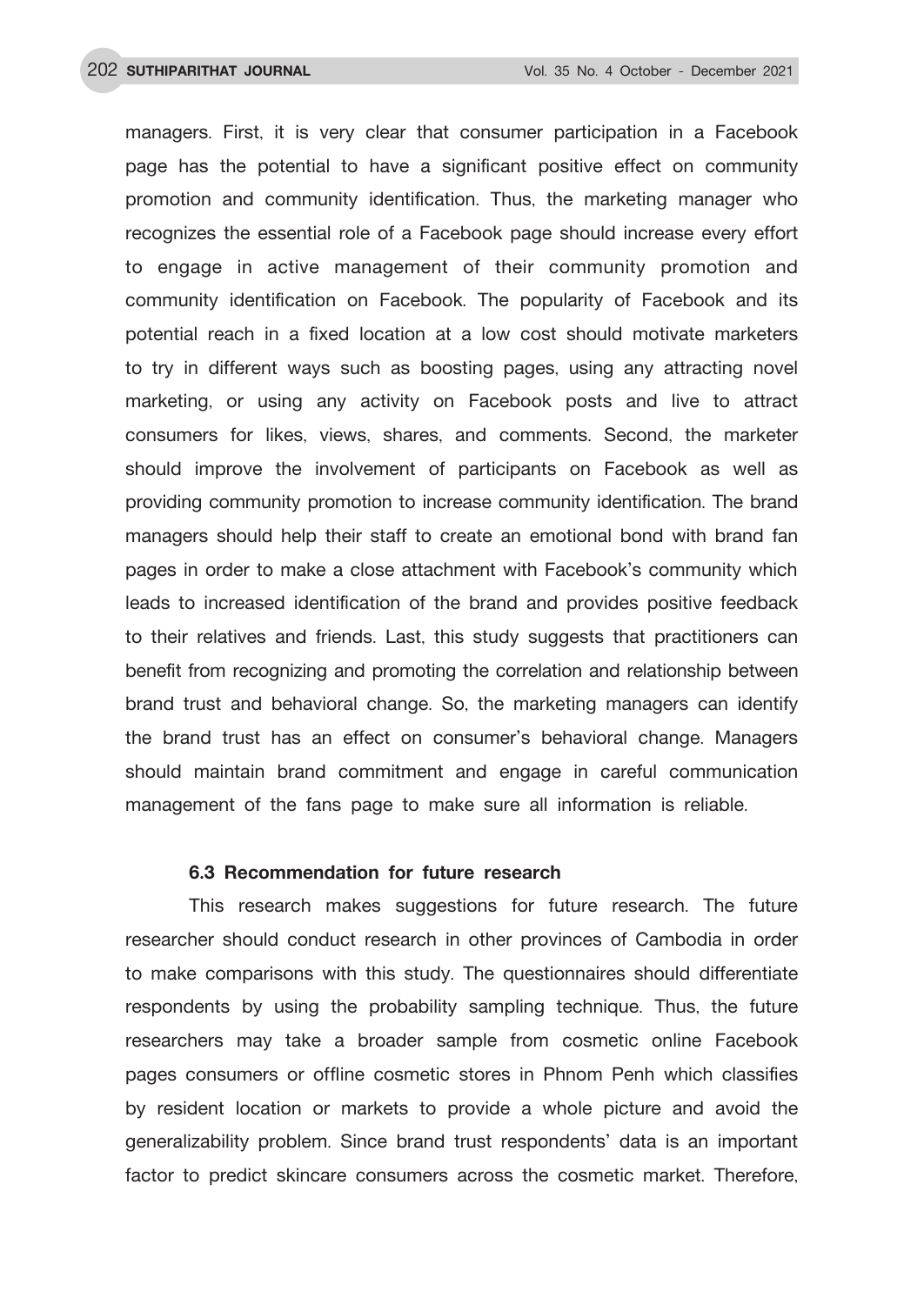managers. First, it is very clear that consumer participation in a Facebook page has the potential to have a significant positive effect on community promotion and community identification. Thus, the marketing manager who recognizes the essential role of a Facebook page should increase every effort to engage in active management of their community promotion and community identification on Facebook. The popularity of Facebook and its potential reach in a fixed location at a low cost should motivate marketers to try in different ways such as boosting pages, using any attracting novel marketing, or using any activity on Facebook posts and live to attract consumers for likes, views, shares, and comments. Second, the marketer should improve the involvement of participants on Facebook as well as providing community promotion to increase community identification. The brand managers should help their staff to create an emotional bond with brand fan pages in order to make a close attachment with Facebook's community which leads to increased identification of the brand and provides positive feedback to their relatives and friends. Last, this study suggests that practitioners can benefit from recognizing and promoting the correlation and relationship between brand trust and behavioral change. So, the marketing managers can identify the brand trust has an effect on consumer's behavioral change. Managers should maintain brand commitment and engage in careful communication management of the fans page to make sure all information is reliable.

### 6.3 Recommendation for future research

This research makes suggestions for future research. The future researcher should conduct research in other provinces of Cambodia in order to make comparisons with this study. The questionnaires should differentiate respondents by using the probability sampling technique. Thus, the future researchers may take a broader sample from cosmetic online Facebook pages consumers or offline cosmetic stores in Phnom Penh which classifies by resident location or markets to provide a whole picture and avoid the generalizability problem. Since brand trust respondents' data is an important factor to predict skincare consumers across the cosmetic market. Therefore,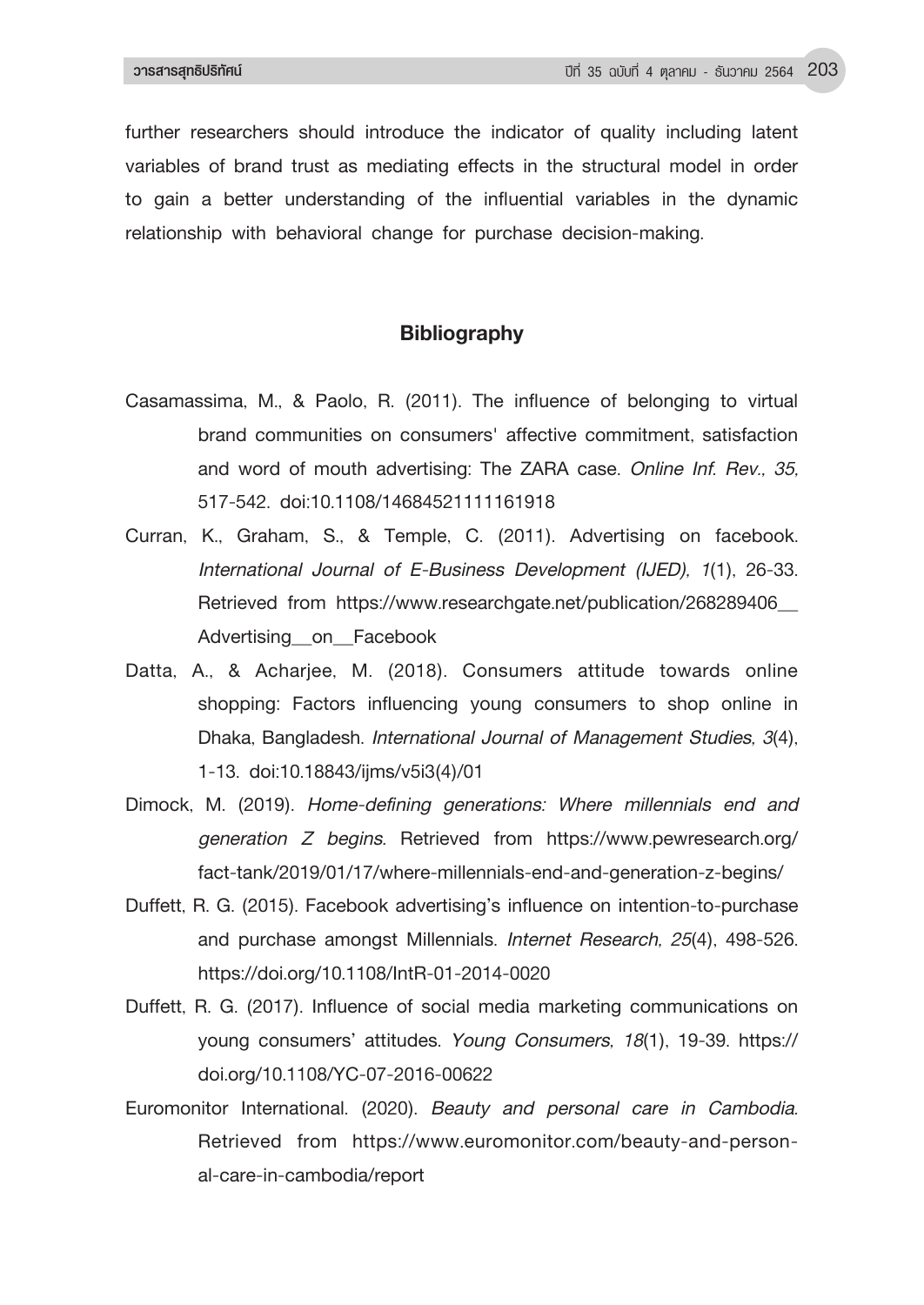further researchers should introduce the indicator of quality including latent variables of brand trust as mediating effects in the structural model in order to gain a better understanding of the influential variables in the dynamic relationship with behavioral change for purchase decision-making.

## Bibliography

Casamassima, M., & Paolo, R. (2011). The influence of belonging to virtual brand communities on consumers' affective commitment, satisfaction and word of mouth advertising: The ZARA case. *Online Inf. Rev., 35*, 517-542. doi:10.1108/14684521111161918

Curran, K., Graham, S., & Temple, C. (2011). Advertising on facebook. *International Journal of E-Business Development (IJED), 1*(1), 26-33. Retrieved from https://www.researchgate.net/publication/268289406__Advertising__on__Facebook

Datta, A., & Acharjee, M. (2018). Consumers attitude towards online shopping: Factors influencing young consumers to shop online in Dhaka, Bangladesh. *International Journal of Management Studies, 3*(4), 1-13. doi:10.18843/ijms/v5i3(4)/01

Dimock, M. (2019). *Home-defining generations: Where millennials end and generation Z begins.* Retrieved from https://www.pewresearch.org/fact-tank/2019/01/17/where-millennials-end-and-generation-z-begins/

Duffett, R. G. (2015). Facebook advertising's influence on intention-to-purchase and purchase amongst Millennials. *Internet Research, 25*(4), 498-526. https://doi.org/10.1108/IntR-01-2014-0020

Duffett, R. G. (2017). Influence of social media marketing communications on young consumers' attitudes. *Young Consumers, 18*(1), 19-39. https://doi.org/10.1108/YC-07-2016-00622

Euromonitor International. (2020). *Beauty and personal care in Cambodia.* Retrieved from https://www.euromonitor.com/beauty-and-personal-care-in-cambodia/report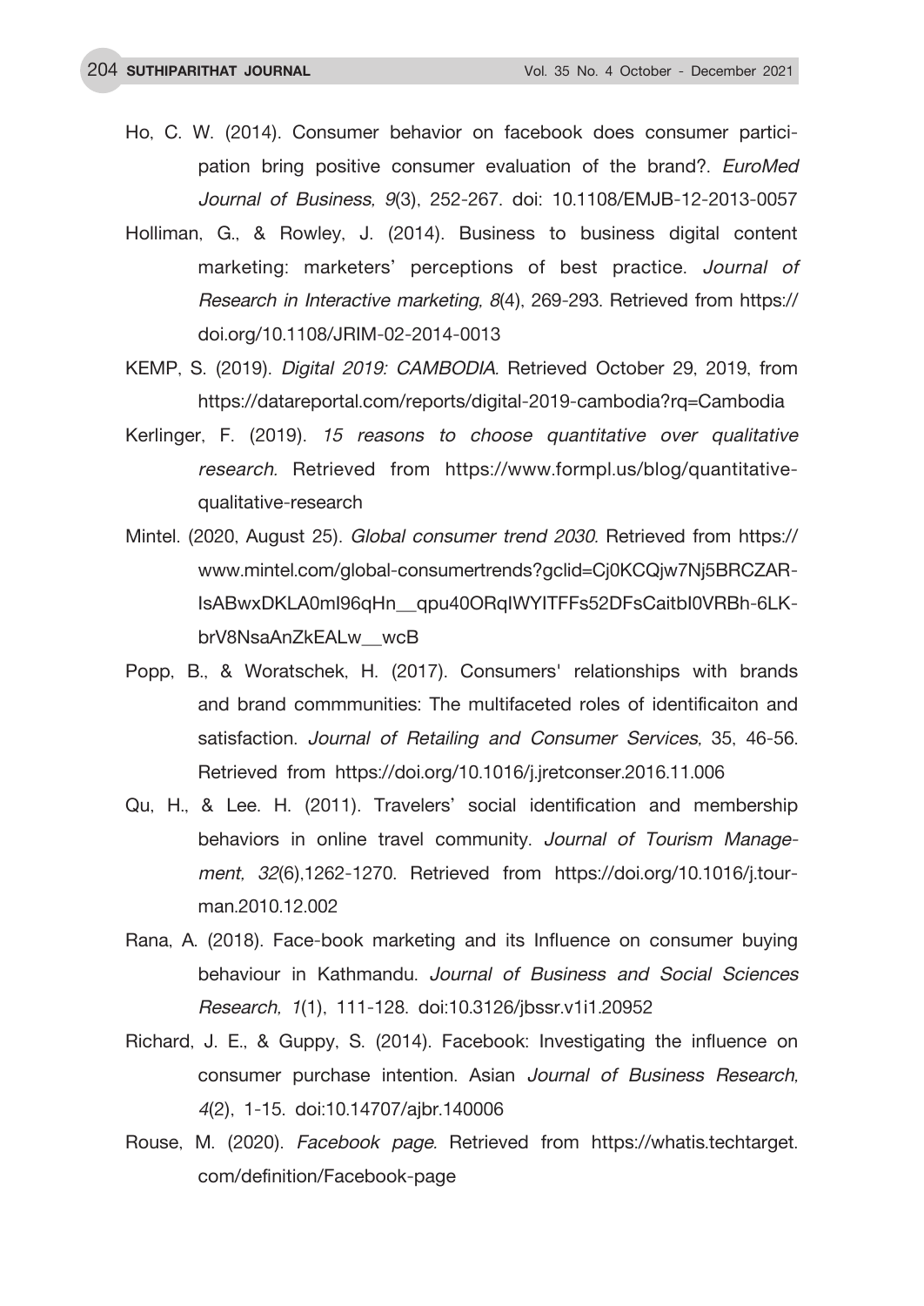Ho, C. W. (2014). Consumer behavior on facebook does consumer participation bring positive consumer evaluation of the brand?. *EuroMed Journal of Business, 9*(3), 252-267. doi: 10.1108/EMJB-12-2013-0057

Holliman, G., & Rowley, J. (2014). Business to business digital content marketing: marketers' perceptions of best practice. *Journal of Research in Interactive marketing, 8*(4), 269-293. Retrieved from https://doi.org/10.1108/JRIM-02-2014-0013

KEMP, S. (2019). *Digital 2019: CAMBODIA.* Retrieved October 29, 2019, from https://datareportal.com/reports/digital-2019-cambodia?rq=Cambodia

Kerlinger, F. (2019). *15 reasons to choose quantitative over qualitative research.* Retrieved from https://www.formpl.us/blog/quantitative-qualitative-research

Mintel. (2020, August 25). *Global consumer trend 2030.* Retrieved from https://www.mintel.com/global-consumertrends?gclid=Cj0KCQjw7Nj5BRCZARIsABwxDKLA0mI96qHn__qpu40ORqIWYITFFs52DFsCaitbI0VRBh-6LKbrV8NsaAnZkEALw__wcB

Popp, B., & Woratschek, H. (2017). Consumers' relationships with brands and brand commmunities: The multifaceted roles of identificaiton and satisfaction. *Journal of Retailing and Consumer Services,* 35, 46-56. Retrieved from https://doi.org/10.1016/j.jretconser.2016.11.006

Qu, H., & Lee. H. (2011). Travelers' social identification and membership behaviors in online travel community. *Journal of Tourism Management, 32*(6),1262-1270. Retrieved from https://doi.org/10.1016/j.tourman.2010.12.002

Rana, A. (2018). Face-book marketing and its Influence on consumer buying behaviour in Kathmandu. *Journal of Business and Social Sciences Research, 1*(1), 111-128. doi:10.3126/jbssr.v1i1.20952

Richard, J. E., & Guppy, S. (2014). Facebook: Investigating the influence on consumer purchase intention. Asian *Journal of Business Research, 4*(2), 1-15. doi:10.14707/ajbr.140006

Rouse, M. (2020). *Facebook page.* Retrieved from https://whatis.techtarget.com/definition/Facebook-page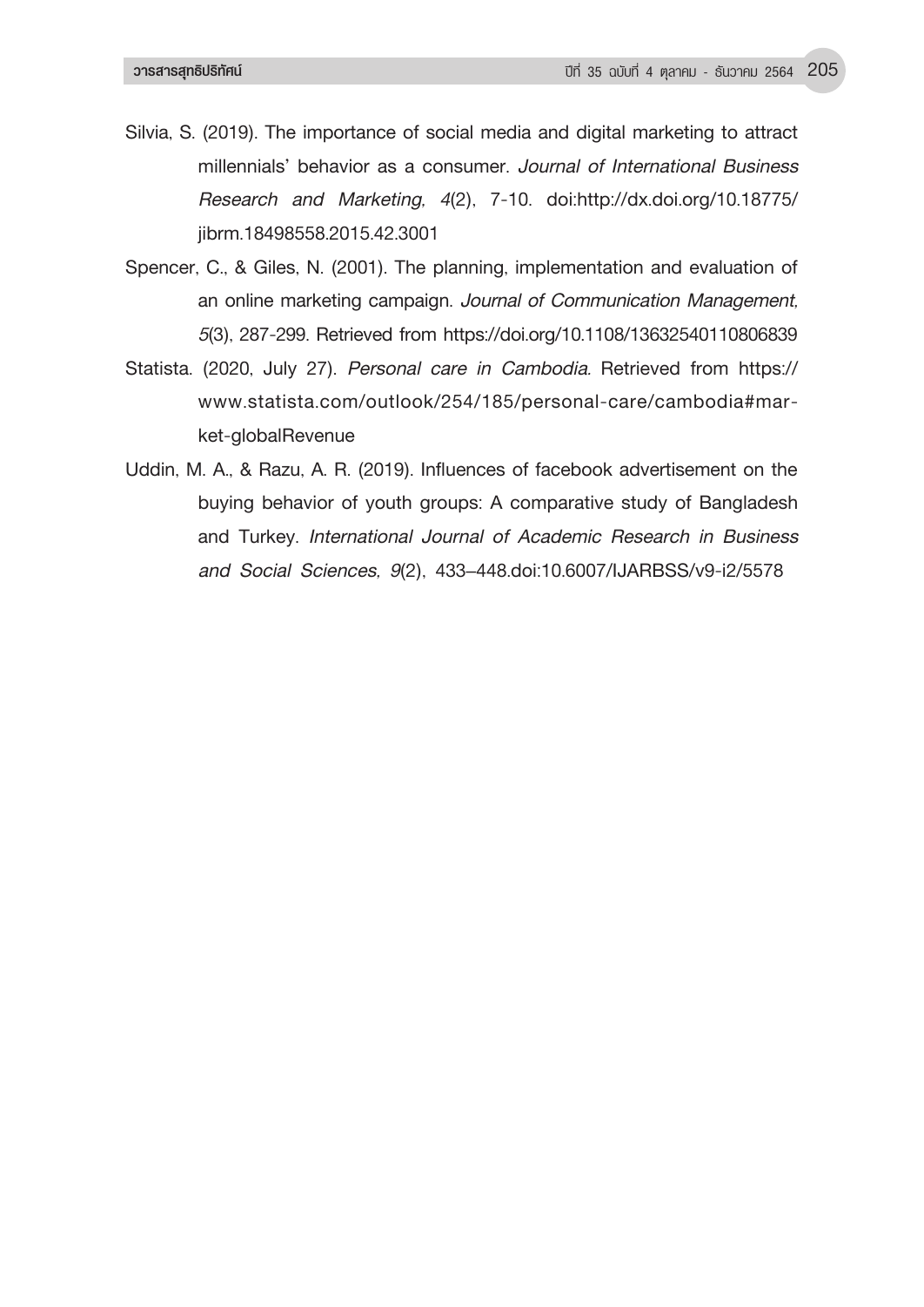Silvia, S. (2019). The importance of social media and digital marketing to attract millennials' behavior as a consumer. *Journal of International Business Research and Marketing, 4*(2), 7-10. doi:http://dx.doi.org/10.18775/jibrm.18498558.2015.42.3001

Spencer, C., & Giles, N. (2001). The planning, implementation and evaluation of an online marketing campaign. *Journal of Communication Management, 5*(3), 287-299. Retrieved from https://doi.org/10.1108/13632540110806839

Statista. (2020, July 27). *Personal care in Cambodia.* Retrieved from https://www.statista.com/outlook/254/185/personal-care/cambodia#market-globalRevenue

Uddin, M. A., & Razu, A. R. (2019). Influences of facebook advertisement on the buying behavior of youth groups: A comparative study of Bangladesh and Turkey. *International Journal of Academic Research in Business and Social Sciences, 9*(2), 433–448.doi:10.6007/IJARBSS/v9-i2/5578